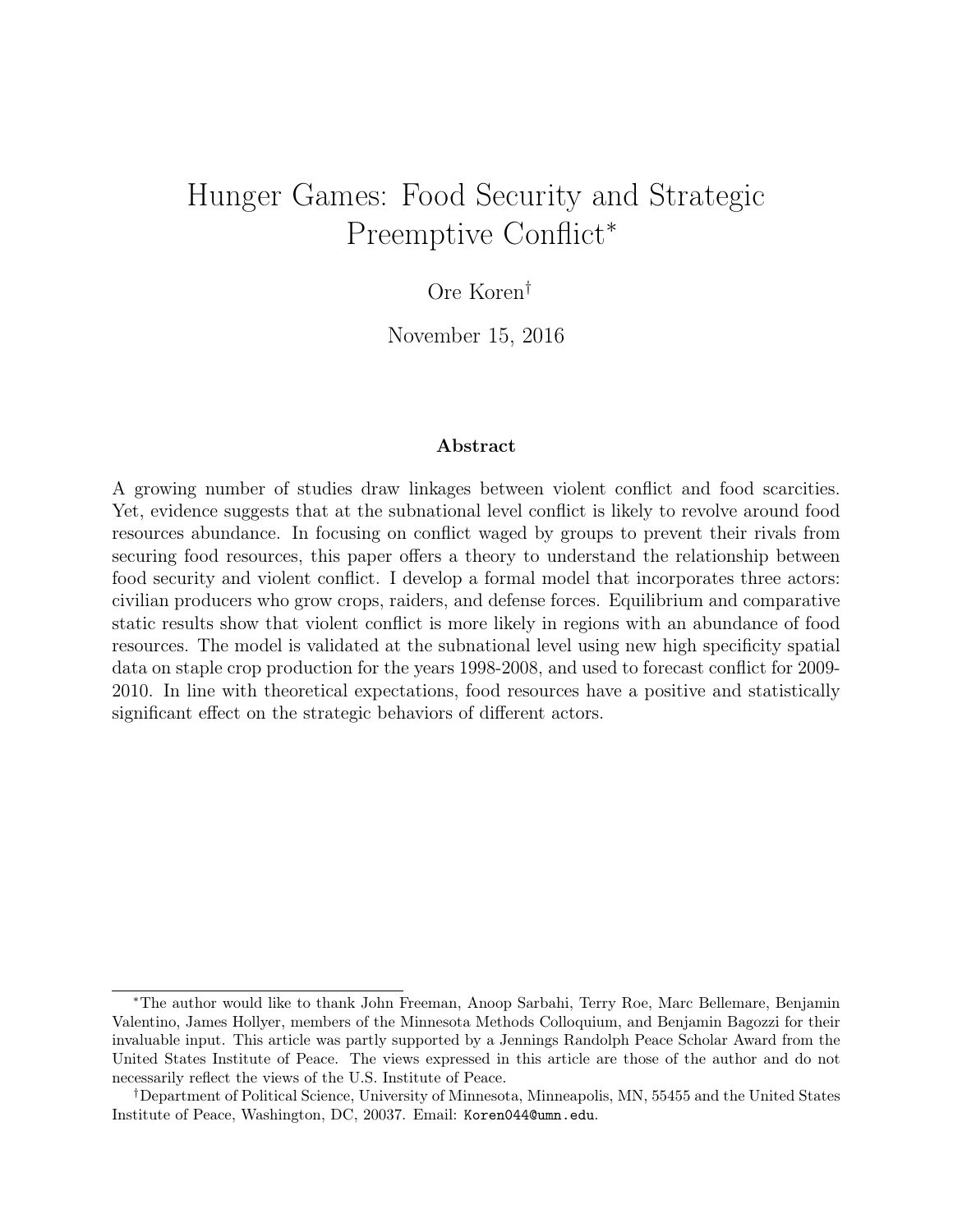# Hunger Games: Food Security and Strategic Preemptive Conflict*

Ore Koren†

November 15, 2016

## Abstract

A growing number of studies draw linkages between violent conflict and food scarcities. Yet, evidence suggests that at the subnational level conflict is likely to revolve around food resources abundance. In focusing on conflict waged by groups to prevent their rivals from securing food resources, this paper offers a theory to understand the relationship between food security and violent conflict. I develop a formal model that incorporates three actors: civilian producers who grow crops, raiders, and defense forces. Equilibrium and comparative static results show that violent conflict is more likely in regions with an abundance of food resources. The model is validated at the subnational level using new high specificity spatial data on staple crop production for the years 1998-2008, and used to forecast conflict for 2009-2010. In line with theoretical expectations, food resources have a positive and statistically significant effect on the strategic behaviors of different actors.

---

*The author would like to thank John Freeman, Anoop Sarbahi, Terry Roe, Marc Bellemare, Benjamin Valentino, James Hollyer, members of the Minnesota Methods Colloquium, and Benjamin Bagozzi for their invaluable input. This article was partly supported by a Jennings Randolph Peace Scholar Award from the United States Institute of Peace. The views expressed in this article are those of the author and do not necessarily reflect the views of the U.S. Institute of Peace.

†Department of Political Science, University of Minnesota, Minneapolis, MN, 55455 and the United States Institute of Peace, Washington, DC, 20037. Email: `Koren044@umn.edu`.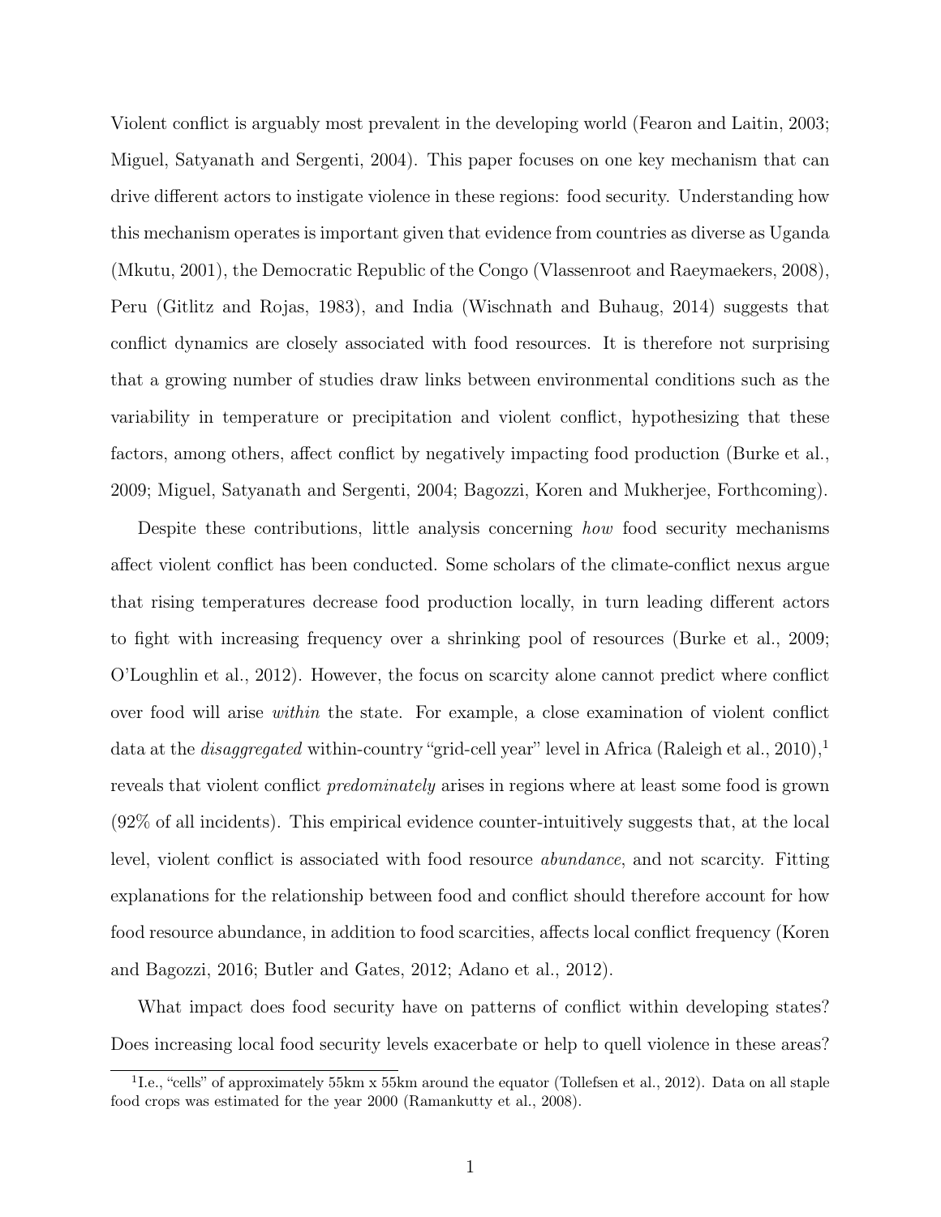Violent conflict is arguably most prevalent in the developing world (Fearon and Laitin, 2003; Miguel, Satyanath and Sergenti, 2004). This paper focuses on one key mechanism that can drive different actors to instigate violence in these regions: food security. Understanding how this mechanism operates is important given that evidence from countries as diverse as Uganda (Mkutu, 2001), the Democratic Republic of the Congo (Vlassenroot and Raeymaekers, 2008), Peru (Gitlitz and Rojas, 1983), and India (Wischnath and Buhaug, 2014) suggests that conflict dynamics are closely associated with food resources. It is therefore not surprising that a growing number of studies draw links between environmental conditions such as the variability in temperature or precipitation and violent conflict, hypothesizing that these factors, among others, affect conflict by negatively impacting food production (Burke et al., 2009; Miguel, Satyanath and Sergenti, 2004; Bagozzi, Koren and Mukherjee, Forthcoming).

Despite these contributions, little analysis concerning *how* food security mechanisms affect violent conflict has been conducted. Some scholars of the climate-conflict nexus argue that rising temperatures decrease food production locally, in turn leading different actors to fight with increasing frequency over a shrinking pool of resources (Burke et al., 2009; O'Loughlin et al., 2012). However, the focus on scarcity alone cannot predict where conflict over food will arise *within* the state. For example, a close examination of violent conflict data at the *disaggregated* within-country "grid-cell year" level in Africa (Raleigh et al., 2010),[1] reveals that violent conflict *predominately* arises in regions where at least some food is grown (92% of all incidents). This empirical evidence counter-intuitively suggests that, at the local level, violent conflict is associated with food resource *abundance*, and not scarcity. Fitting explanations for the relationship between food and conflict should therefore account for how food resource abundance, in addition to food scarcities, affects local conflict frequency (Koren and Bagozzi, 2016; Butler and Gates, 2012; Adano et al., 2012).

What impact does food security have on patterns of conflict within developing states? Does increasing local food security levels exacerbate or help to quell violence in these areas?

[1] I.e., "cells" of approximately 55km x 55km around the equator (Tollefsen et al., 2012). Data on all staple food crops was estimated for the year 2000 (Ramankutty et al., 2008).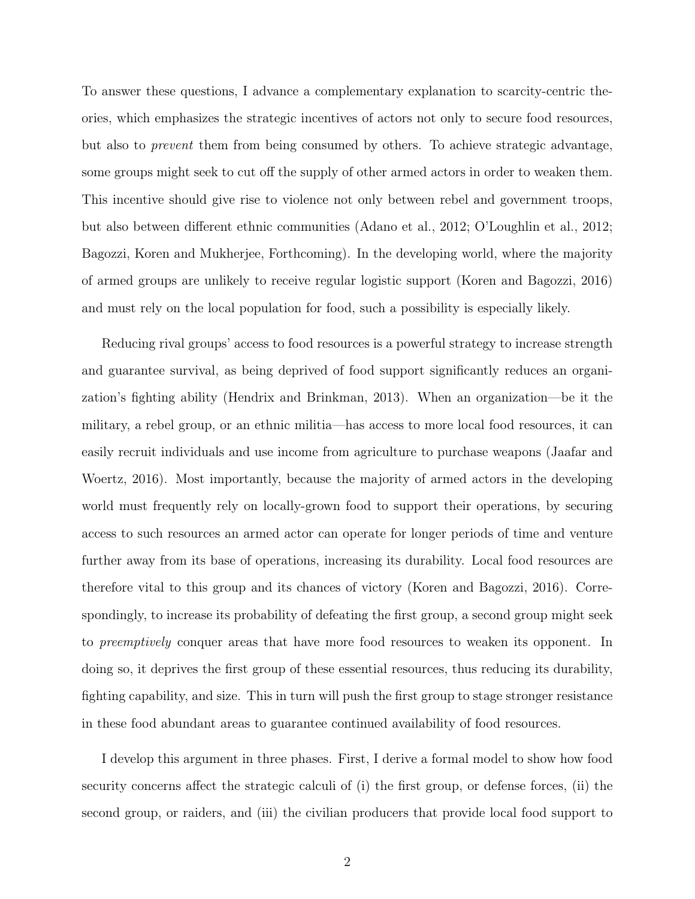To answer these questions, I advance a complementary explanation to scarcity-centric theories, which emphasizes the strategic incentives of actors not only to secure food resources, but also to *prevent* them from being consumed by others. To achieve strategic advantage, some groups might seek to cut off the supply of other armed actors in order to weaken them. This incentive should give rise to violence not only between rebel and government troops, but also between different ethnic communities (Adano et al., 2012; O'Loughlin et al., 2012; Bagozzi, Koren and Mukherjee, Forthcoming). In the developing world, where the majority of armed groups are unlikely to receive regular logistic support (Koren and Bagozzi, 2016) and must rely on the local population for food, such a possibility is especially likely.

Reducing rival groups' access to food resources is a powerful strategy to increase strength and guarantee survival, as being deprived of food support significantly reduces an organization's fighting ability (Hendrix and Brinkman, 2013). When an organization—be it the military, a rebel group, or an ethnic militia—has access to more local food resources, it can easily recruit individuals and use income from agriculture to purchase weapons (Jaafar and Woertz, 2016). Most importantly, because the majority of armed actors in the developing world must frequently rely on locally-grown food to support their operations, by securing access to such resources an armed actor can operate for longer periods of time and venture further away from its base of operations, increasing its durability. Local food resources are therefore vital to this group and its chances of victory (Koren and Bagozzi, 2016). Correspondingly, to increase its probability of defeating the first group, a second group might seek to *preemptively* conquer areas that have more food resources to weaken its opponent. In doing so, it deprives the first group of these essential resources, thus reducing its durability, fighting capability, and size. This in turn will push the first group to stage stronger resistance in these food abundant areas to guarantee continued availability of food resources.

I develop this argument in three phases. First, I derive a formal model to show how food security concerns affect the strategic calculi of (i) the first group, or defense forces, (ii) the second group, or raiders, and (iii) the civilian producers that provide local food support to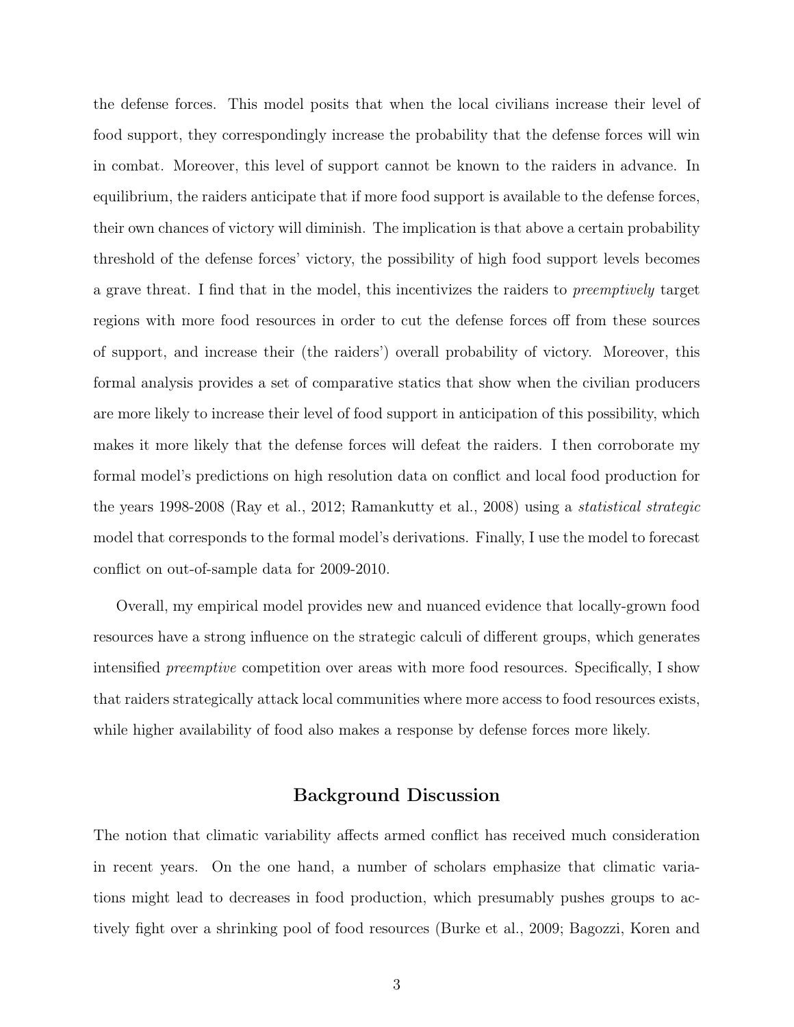the defense forces. This model posits that when the local civilians increase their level of food support, they correspondingly increase the probability that the defense forces will win in combat. Moreover, this level of support cannot be known to the raiders in advance. In equilibrium, the raiders anticipate that if more food support is available to the defense forces, their own chances of victory will diminish. The implication is that above a certain probability threshold of the defense forces' victory, the possibility of high food support levels becomes a grave threat. I find that in the model, this incentivizes the raiders to *preemptively* target regions with more food resources in order to cut the defense forces off from these sources of support, and increase their (the raiders') overall probability of victory. Moreover, this formal analysis provides a set of comparative statics that show when the civilian producers are more likely to increase their level of food support in anticipation of this possibility, which makes it more likely that the defense forces will defeat the raiders. I then corroborate my formal model's predictions on high resolution data on conflict and local food production for the years 1998-2008 (Ray et al., 2012; Ramankutty et al., 2008) using a *statistical strategic* model that corresponds to the formal model's derivations. Finally, I use the model to forecast conflict on out-of-sample data for 2009-2010.

Overall, my empirical model provides new and nuanced evidence that locally-grown food resources have a strong influence on the strategic calculi of different groups, which generates intensified *preemptive* competition over areas with more food resources. Specifically, I show that raiders strategically attack local communities where more access to food resources exists, while higher availability of food also makes a response by defense forces more likely.

## Background Discussion

The notion that climatic variability affects armed conflict has received much consideration in recent years. On the one hand, a number of scholars emphasize that climatic variations might lead to decreases in food production, which presumably pushes groups to actively fight over a shrinking pool of food resources (Burke et al., 2009; Bagozzi, Koren and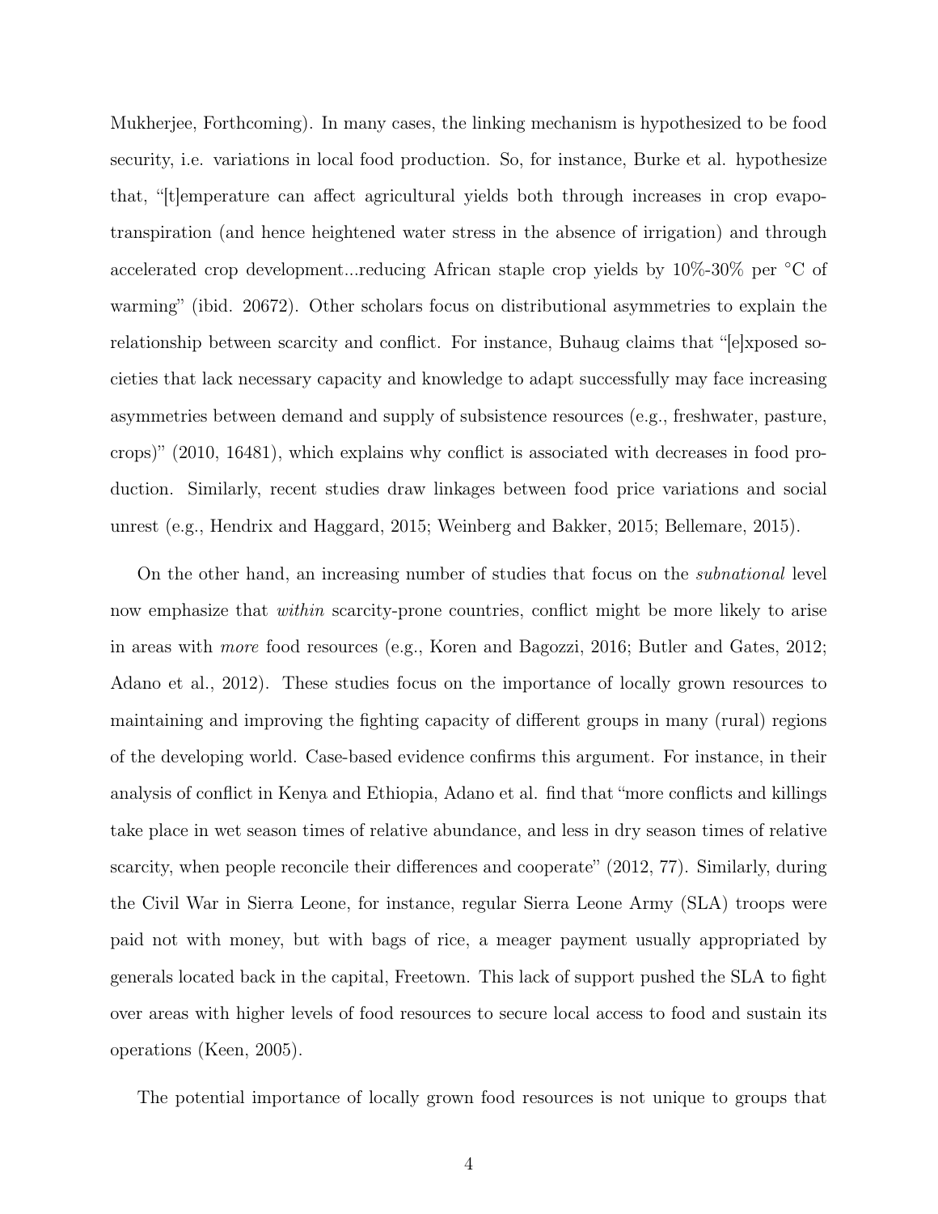Mukherjee, Forthcoming). In many cases, the linking mechanism is hypothesized to be food security, i.e. variations in local food production. So, for instance, Burke et al. hypothesize that, "[t]emperature can affect agricultural yields both through increases in crop evapotranspiration (and hence heightened water stress in the absence of irrigation) and through accelerated crop development...reducing African staple crop yields by 10%-30% per °C of warming" (ibid. 20672). Other scholars focus on distributional asymmetries to explain the relationship between scarcity and conflict. For instance, Buhaug claims that "[e]xposed societies that lack necessary capacity and knowledge to adapt successfully may face increasing asymmetries between demand and supply of subsistence resources (e.g., freshwater, pasture, crops)" (2010, 16481), which explains why conflict is associated with decreases in food production. Similarly, recent studies draw linkages between food price variations and social unrest (e.g., Hendrix and Haggard, 2015; Weinberg and Bakker, 2015; Bellemare, 2015).

On the other hand, an increasing number of studies that focus on the *subnational* level now emphasize that *within* scarcity-prone countries, conflict might be more likely to arise in areas with *more* food resources (e.g., Koren and Bagozzi, 2016; Butler and Gates, 2012; Adano et al., 2012). These studies focus on the importance of locally grown resources to maintaining and improving the fighting capacity of different groups in many (rural) regions of the developing world. Case-based evidence confirms this argument. For instance, in their analysis of conflict in Kenya and Ethiopia, Adano et al. find that "more conflicts and killings take place in wet season times of relative abundance, and less in dry season times of relative scarcity, when people reconcile their differences and cooperate" (2012, 77). Similarly, during the Civil War in Sierra Leone, for instance, regular Sierra Leone Army (SLA) troops were paid not with money, but with bags of rice, a meager payment usually appropriated by generals located back in the capital, Freetown. This lack of support pushed the SLA to fight over areas with higher levels of food resources to secure local access to food and sustain its operations (Keen, 2005).

The potential importance of locally grown food resources is not unique to groups that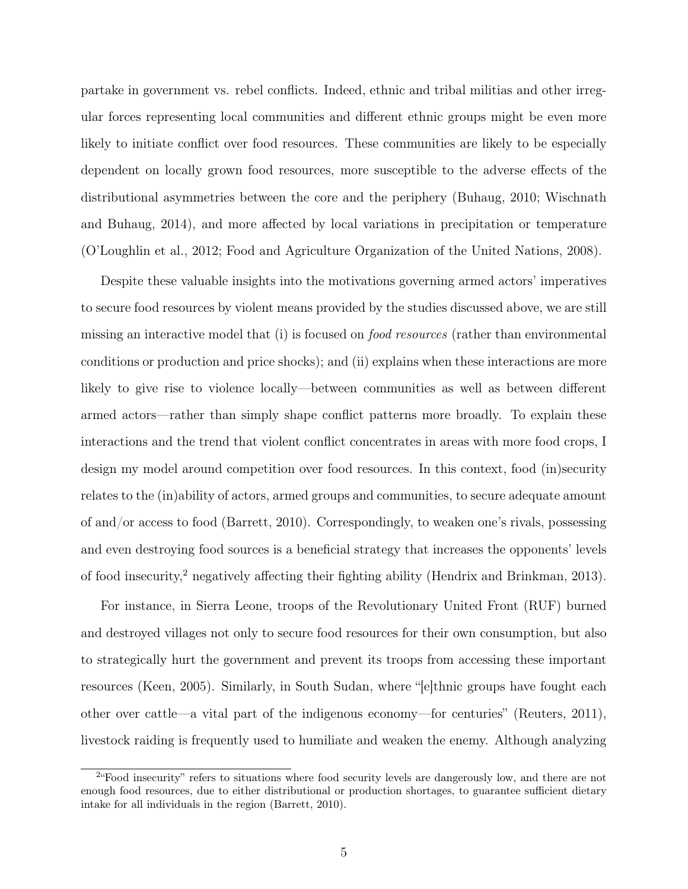partake in government vs. rebel conflicts. Indeed, ethnic and tribal militias and other irregular forces representing local communities and different ethnic groups might be even more likely to initiate conflict over food resources. These communities are likely to be especially dependent on locally grown food resources, more susceptible to the adverse effects of the distributional asymmetries between the core and the periphery (Buhaug, 2010; Wischnath and Buhaug, 2014), and more affected by local variations in precipitation or temperature (O'Loughlin et al., 2012; Food and Agriculture Organization of the United Nations, 2008).

Despite these valuable insights into the motivations governing armed actors' imperatives to secure food resources by violent means provided by the studies discussed above, we are still missing an interactive model that (i) is focused on *food resources* (rather than environmental conditions or production and price shocks); and (ii) explains when these interactions are more likely to give rise to violence locally—between communities as well as between different armed actors—rather than simply shape conflict patterns more broadly. To explain these interactions and the trend that violent conflict concentrates in areas with more food crops, I design my model around competition over food resources. In this context, food (in)security relates to the (in)ability of actors, armed groups and communities, to secure adequate amount of and/or access to food (Barrett, 2010). Correspondingly, to weaken one's rivals, possessing and even destroying food sources is a beneficial strategy that increases the opponents' levels of food insecurity,[2] negatively affecting their fighting ability (Hendrix and Brinkman, 2013).

For instance, in Sierra Leone, troops of the Revolutionary United Front (RUF) burned and destroyed villages not only to secure food resources for their own consumption, but also to strategically hurt the government and prevent its troops from accessing these important resources (Keen, 2005). Similarly, in South Sudan, where "[e]thnic groups have fought each other over cattle—a vital part of the indigenous economy—for centuries" (Reuters, 2011), livestock raiding is frequently used to humiliate and weaken the enemy. Although analyzing

[2] "Food insecurity" refers to situations where food security levels are dangerously low, and there are not enough food resources, due to either distributional or production shortages, to guarantee sufficient dietary intake for all individuals in the region (Barrett, 2010).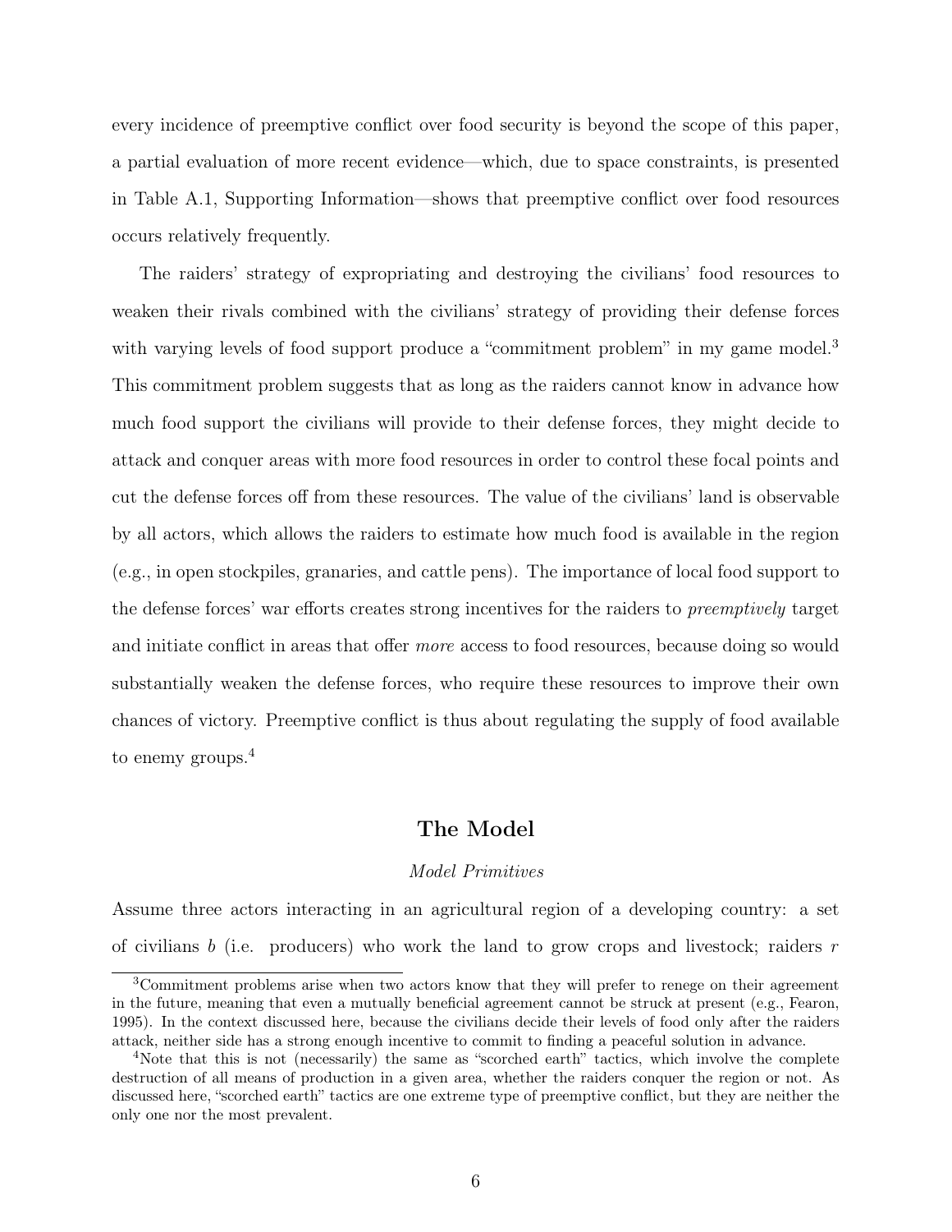every incidence of preemptive conflict over food security is beyond the scope of this paper, a partial evaluation of more recent evidence—which, due to space constraints, is presented in Table A.1, Supporting Information—shows that preemptive conflict over food resources occurs relatively frequently.

The raiders' strategy of expropriating and destroying the civilians' food resources to weaken their rivals combined with the civilians' strategy of providing their defense forces with varying levels of food support produce a "commitment problem" in my game model.[3] This commitment problem suggests that as long as the raiders cannot know in advance how much food support the civilians will provide to their defense forces, they might decide to attack and conquer areas with more food resources in order to control these focal points and cut the defense forces off from these resources. The value of the civilians' land is observable by all actors, which allows the raiders to estimate how much food is available in the region (e.g., in open stockpiles, granaries, and cattle pens). The importance of local food support to the defense forces' war efforts creates strong incentives for the raiders to *preemptively* target and initiate conflict in areas that offer *more* access to food resources, because doing so would substantially weaken the defense forces, who require these resources to improve their own chances of victory. Preemptive conflict is thus about regulating the supply of food available to enemy groups.[4]

## The Model

### *Model Primitives*

Assume three actors interacting in an agricultural region of a developing country: a set of civilians $b$ (i.e. producers) who work the land to grow crops and livestock; raiders $r$

[3] Commitment problems arise when two actors know that they will prefer to renege on their agreement in the future, meaning that even a mutually beneficial agreement cannot be struck at present (e.g., Fearon, 1995). In the context discussed here, because the civilians decide their levels of food only after the raiders attack, neither side has a strong enough incentive to commit to finding a peaceful solution in advance.

[4] Note that this is not (necessarily) the same as "scorched earth" tactics, which involve the complete destruction of all means of production in a given area, whether the raiders conquer the region or not. As discussed here, "scorched earth" tactics are one extreme type of preemptive conflict, but they are neither the only one nor the most prevalent.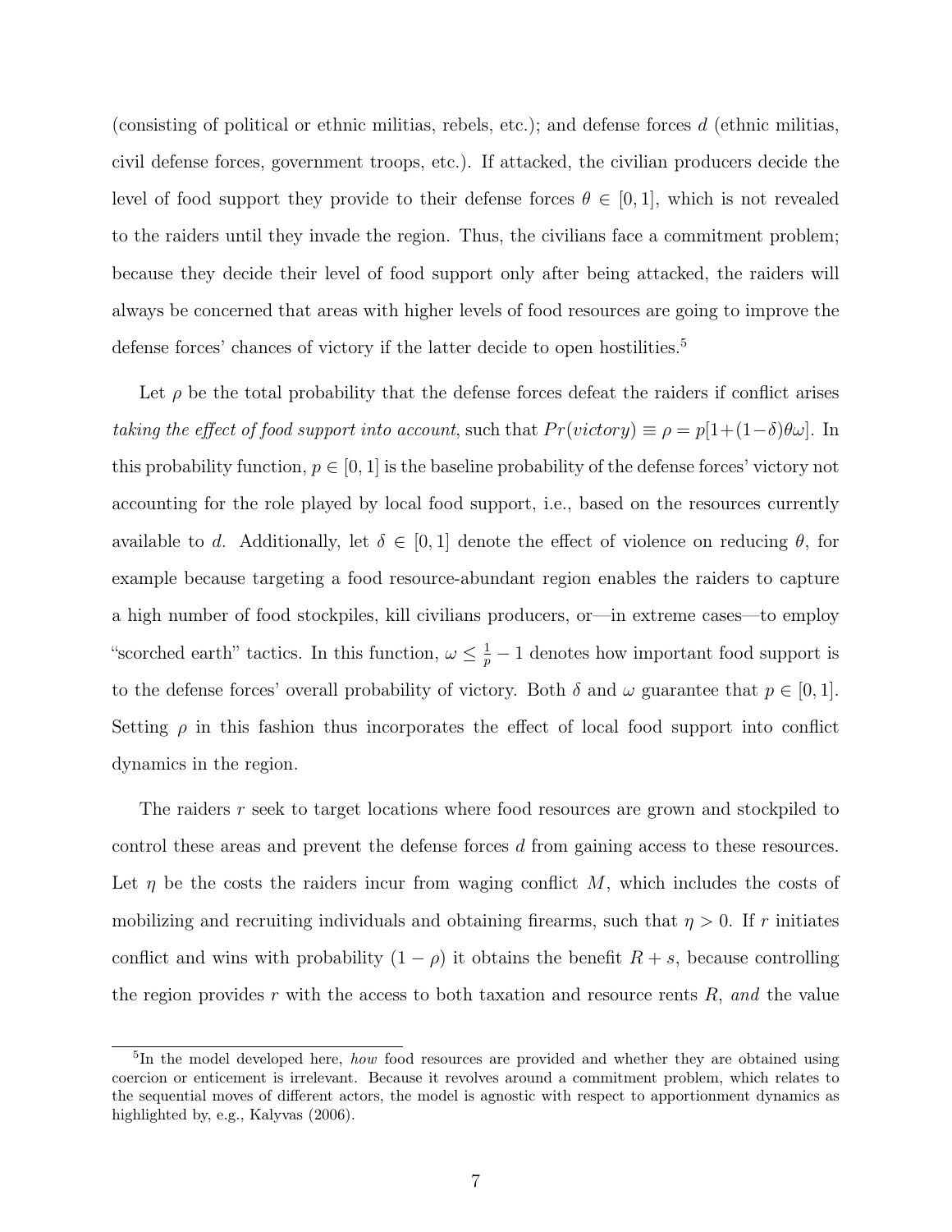(consisting of political or ethnic militias, rebels, etc.); and defense forces $d$ (ethnic militias, civil defense forces, government troops, etc.). If attacked, the civilian producers decide the level of food support they provide to their defense forces $\theta \in [0,1]$, which is not revealed to the raiders until they invade the region. Thus, the civilians face a commitment problem; because they decide their level of food support only after being attacked, the raiders will always be concerned that areas with higher levels of food resources are going to improve the defense forces' chances of victory if the latter decide to open hostilities.[5]

Let $\rho$ be the total probability that the defense forces defeat the raiders if conflict arises *taking the effect of food support into account*, such that $Pr(victory) \equiv \rho = p[1+(1-\delta)\theta\omega]$. In this probability function, $p \in [0,1]$ is the baseline probability of the defense forces' victory not accounting for the role played by local food support, i.e., based on the resources currently available to $d$. Additionally, let $\delta \in [0,1]$ denote the effect of violence on reducing $\theta$, for example because targeting a food resource-abundant region enables the raiders to capture a high number of food stockpiles, kill civilians producers, or—in extreme cases—to employ "scorched earth" tactics. In this function, $\omega \leq \frac{1}{p} - 1$ denotes how important food support is to the defense forces' overall probability of victory. Both $\delta$ and $\omega$ guarantee that $p \in [0,1]$. Setting $\rho$ in this fashion thus incorporates the effect of local food support into conflict dynamics in the region.

The raiders $r$ seek to target locations where food resources are grown and stockpiled to control these areas and prevent the defense forces $d$ from gaining access to these resources. Let $\eta$ be the costs the raiders incur from waging conflict $M$, which includes the costs of mobilizing and recruiting individuals and obtaining firearms, such that $\eta > 0$. If $r$ initiates conflict and wins with probability $(1-\rho)$ it obtains the benefit $R+s$, because controlling the region provides $r$ with the access to both taxation and resource rents $R$, *and* the value

[5] In the model developed here, *how* food resources are provided and whether they are obtained using coercion or enticement is irrelevant. Because it revolves around a commitment problem, which relates to the sequential moves of different actors, the model is agnostic with respect to apportionment dynamics as highlighted by, e.g., Kalyvas (2006).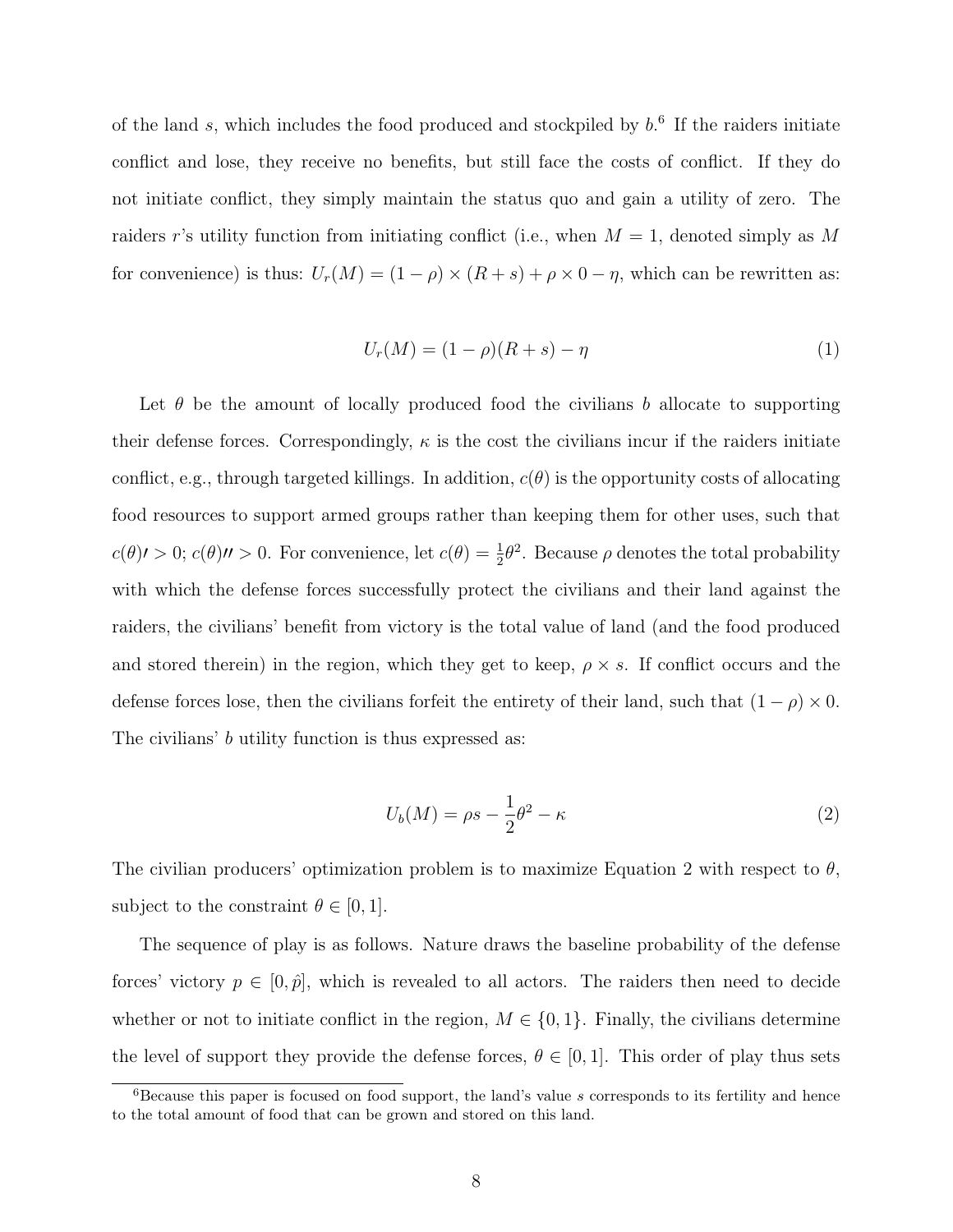of the land $s$, which includes the food produced and stockpiled by $b$.[6] If the raiders initiate conflict and lose, they receive no benefits, but still face the costs of conflict. If they do not initiate conflict, they simply maintain the status quo and gain a utility of zero. The raiders $r$'s utility function from initiating conflict (i.e., when $M = 1$, denoted simply as $M$ for convenience) is thus: $U_r(M) = (1 - \rho) \times (R + s) + \rho \times 0 - \eta$, which can be rewritten as:

$$U_r(M) = (1 - \rho)(R + s) - \eta \tag{1}$$

Let $\theta$ be the amount of locally produced food the civilians $b$ allocate to supporting their defense forces. Correspondingly, $\kappa$ is the cost the civilians incur if the raiders initiate conflict, e.g., through targeted killings. In addition, $c(\theta)$ is the opportunity costs of allocating food resources to support armed groups rather than keeping them for other uses, such that $c(\theta)\prime > 0$; $c(\theta)\prime\prime > 0$. For convenience, let $c(\theta) = \frac{1}{2}\theta^2$. Because $\rho$ denotes the total probability with which the defense forces successfully protect the civilians and their land against the raiders, the civilians' benefit from victory is the total value of land (and the food produced and stored therein) in the region, which they get to keep, $\rho \times s$. If conflict occurs and the defense forces lose, then the civilians forfeit the entirety of their land, such that $(1 - \rho) \times 0$. The civilians' $b$ utility function is thus expressed as:

$$U_b(M) = \rho s - \frac{1}{2}\theta^2 - \kappa \tag{2}$$

The civilian producers' optimization problem is to maximize Equation 2 with respect to $\theta$, subject to the constraint $\theta \in [0, 1]$.

The sequence of play is as follows. Nature draws the baseline probability of the defense forces' victory $p \in [0, \hat{p}]$, which is revealed to all actors. The raiders then need to decide whether or not to initiate conflict in the region, $M \in \{0, 1\}$. Finally, the civilians determine the level of support they provide the defense forces, $\theta \in [0, 1]$. This order of play thus sets

[6] Because this paper is focused on food support, the land's value $s$ corresponds to its fertility and hence to the total amount of food that can be grown and stored on this land.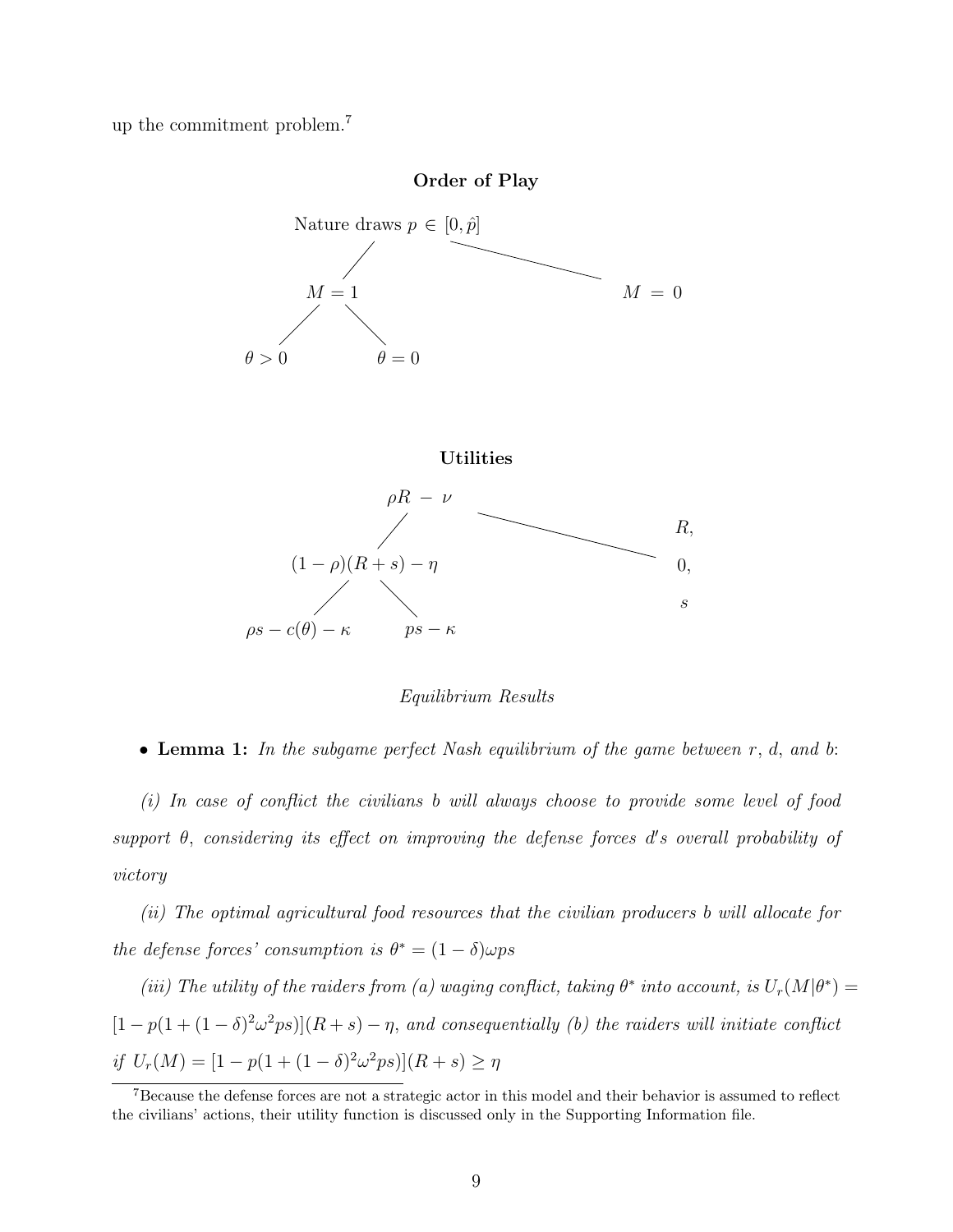up the commitment problem.[7]

**Order of Play**

Nature draws $p \in [0, \hat{p}]$

$M = 1$ $\quad$ $M = 0$

$\theta > 0$ $\quad$ $\theta = 0$

**Utilities**

$\rho R - \nu$

$(1-\rho)(R+s) - \eta$ $\quad$ $R,$ $0,$ $s$

$\rho s - c(\theta) - \kappa$ $\quad$ $ps - \kappa$

*Equilibrium Results*

- **Lemma 1:** *In the subgame perfect Nash equilibrium of the game between $r$, $d$, and $b$:*

*(i) In case of conflict the civilians $b$ will always choose to provide some level of food support $\theta$, considering its effect on improving the defense forces $d$'s overall probability of victory*

*(ii) The optimal agricultural food resources that the civilian producers $b$ will allocate for the defense forces' consumption is $\theta^* = (1-\delta)\omega ps$*

*(iii) The utility of the raiders from (a) waging conflict, taking $\theta^*$ into account, is $U_r(M|\theta^*) = [1 - p(1 + (1-\delta)^2\omega^2 ps)](R+s) - \eta$, and consequentially (b) the raiders will initiate conflict if $U_r(M) = [1 - p(1 + (1-\delta)^2\omega^2 ps)](R+s) \geq \eta$*

[7] Because the defense forces are not a strategic actor in this model and their behavior is assumed to reflect the civilians' actions, their utility function is discussed only in the Supporting Information file.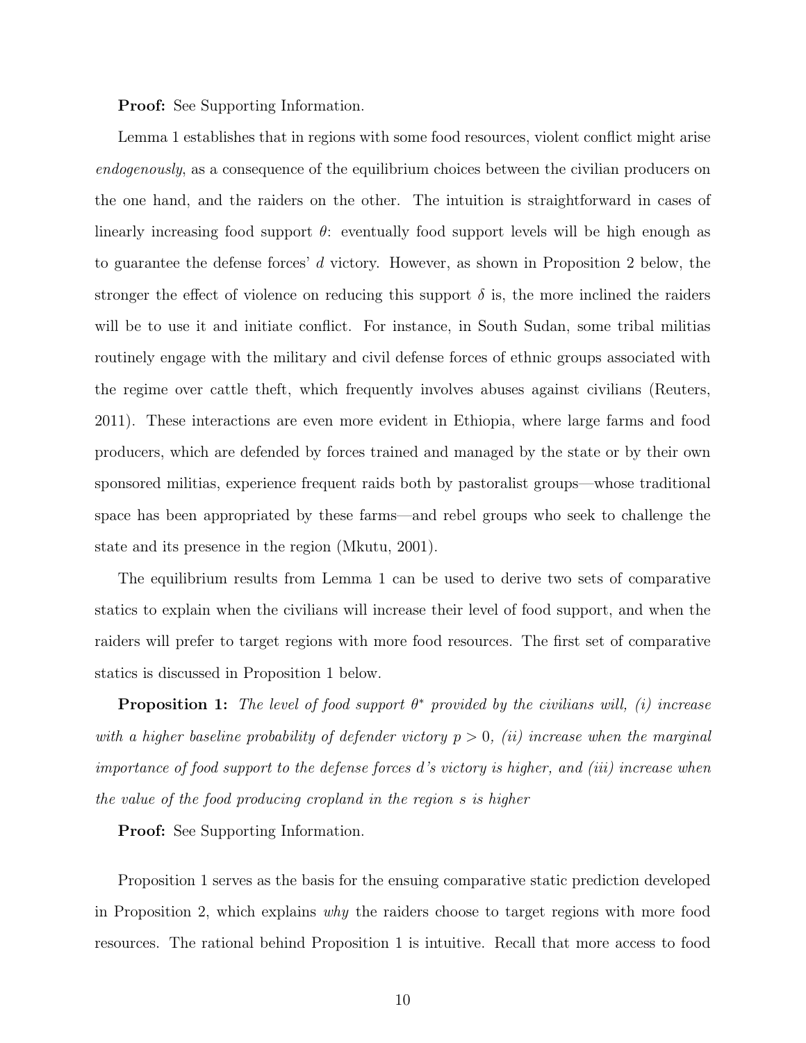**Proof:** See Supporting Information.

Lemma 1 establishes that in regions with some food resources, violent conflict might arise *endogenously*, as a consequence of the equilibrium choices between the civilian producers on the one hand, and the raiders on the other. The intuition is straightforward in cases of linearly increasing food support $\theta$: eventually food support levels will be high enough as to guarantee the defense forces' $d$ victory. However, as shown in Proposition 2 below, the stronger the effect of violence on reducing this support $\delta$ is, the more inclined the raiders will be to use it and initiate conflict. For instance, in South Sudan, some tribal militias routinely engage with the military and civil defense forces of ethnic groups associated with the regime over cattle theft, which frequently involves abuses against civilians (Reuters, 2011). These interactions are even more evident in Ethiopia, where large farms and food producers, which are defended by forces trained and managed by the state or by their own sponsored militias, experience frequent raids both by pastoralist groups—whose traditional space has been appropriated by these farms—and rebel groups who seek to challenge the state and its presence in the region (Mkutu, 2001).

The equilibrium results from Lemma 1 can be used to derive two sets of comparative statics to explain when the civilians will increase their level of food support, and when the raiders will prefer to target regions with more food resources. The first set of comparative statics is discussed in Proposition 1 below.

**Proposition 1:** *The level of food support $\theta^*$ provided by the civilians will, (i) increase with a higher baseline probability of defender victory $p > 0$, (ii) increase when the marginal importance of food support to the defense forces $d$'s victory is higher, and (iii) increase when the value of the food producing cropland in the region $s$ is higher*

**Proof:** See Supporting Information.

Proposition 1 serves as the basis for the ensuing comparative static prediction developed in Proposition 2, which explains *why* the raiders choose to target regions with more food resources. The rational behind Proposition 1 is intuitive. Recall that more access to food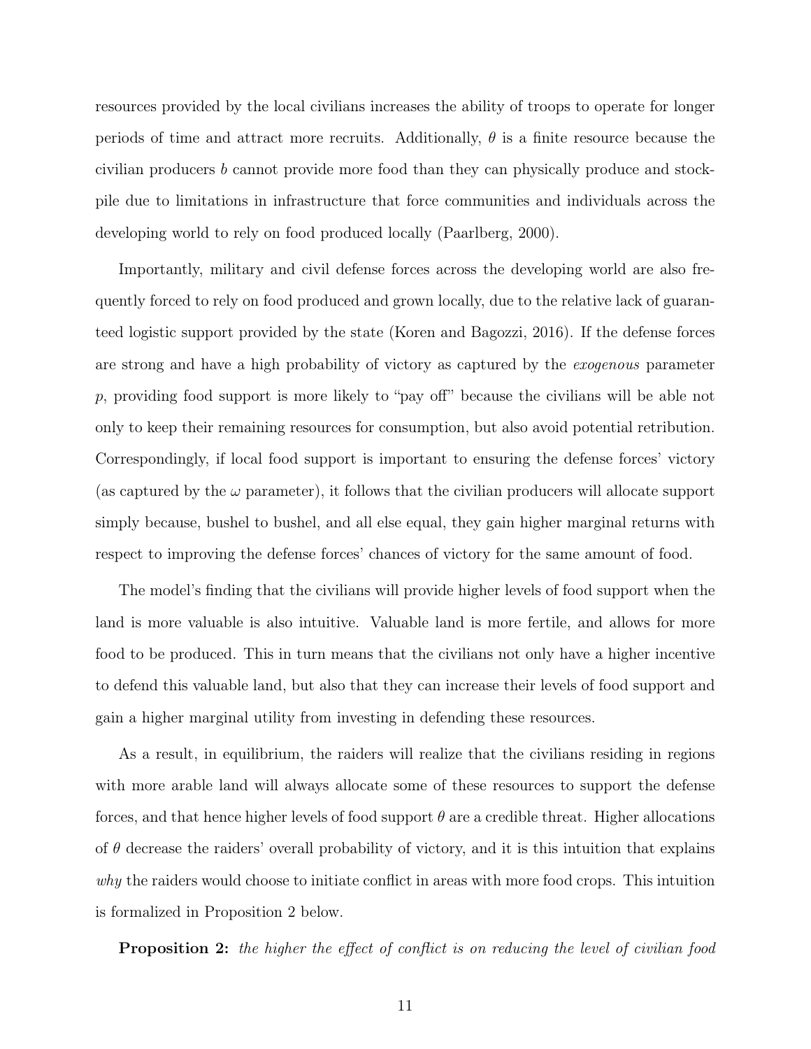resources provided by the local civilians increases the ability of troops to operate for longer periods of time and attract more recruits. Additionally, $\theta$ is a finite resource because the civilian producers $b$ cannot provide more food than they can physically produce and stockpile due to limitations in infrastructure that force communities and individuals across the developing world to rely on food produced locally (Paarlberg, 2000).

Importantly, military and civil defense forces across the developing world are also frequently forced to rely on food produced and grown locally, due to the relative lack of guaranteed logistic support provided by the state (Koren and Bagozzi, 2016). If the defense forces are strong and have a high probability of victory as captured by the *exogenous* parameter $p$, providing food support is more likely to "pay off" because the civilians will be able not only to keep their remaining resources for consumption, but also avoid potential retribution. Correspondingly, if local food support is important to ensuring the defense forces' victory (as captured by the $\omega$ parameter), it follows that the civilian producers will allocate support simply because, bushel to bushel, and all else equal, they gain higher marginal returns with respect to improving the defense forces' chances of victory for the same amount of food.

The model's finding that the civilians will provide higher levels of food support when the land is more valuable is also intuitive. Valuable land is more fertile, and allows for more food to be produced. This in turn means that the civilians not only have a higher incentive to defend this valuable land, but also that they can increase their levels of food support and gain a higher marginal utility from investing in defending these resources.

As a result, in equilibrium, the raiders will realize that the civilians residing in regions with more arable land will always allocate some of these resources to support the defense forces, and that hence higher levels of food support $\theta$ are a credible threat. Higher allocations of $\theta$ decrease the raiders' overall probability of victory, and it is this intuition that explains *why* the raiders would choose to initiate conflict in areas with more food crops. This intuition is formalized in Proposition 2 below.

**Proposition 2:** *the higher the effect of conflict is on reducing the level of civilian food*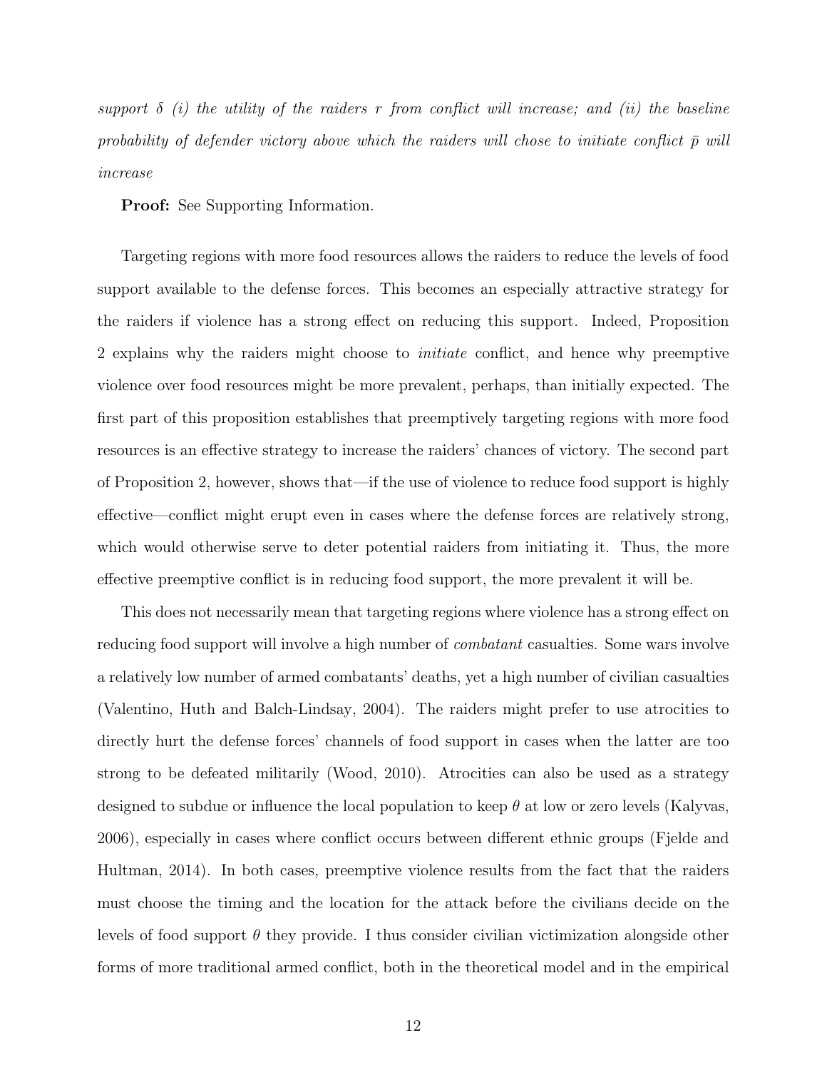*support $\delta$ (i) the utility of the raiders $r$ from conflict will increase; and (ii) the baseline probability of defender victory above which the raiders will chose to initiate conflict $\bar{p}$ will increase*

**Proof:** See Supporting Information.

Targeting regions with more food resources allows the raiders to reduce the levels of food support available to the defense forces. This becomes an especially attractive strategy for the raiders if violence has a strong effect on reducing this support. Indeed, Proposition 2 explains why the raiders might choose to *initiate* conflict, and hence why preemptive violence over food resources might be more prevalent, perhaps, than initially expected. The first part of this proposition establishes that preemptively targeting regions with more food resources is an effective strategy to increase the raiders' chances of victory. The second part of Proposition 2, however, shows that—if the use of violence to reduce food support is highly effective—conflict might erupt even in cases where the defense forces are relatively strong, which would otherwise serve to deter potential raiders from initiating it. Thus, the more effective preemptive conflict is in reducing food support, the more prevalent it will be.

This does not necessarily mean that targeting regions where violence has a strong effect on reducing food support will involve a high number of *combatant* casualties. Some wars involve a relatively low number of armed combatants' deaths, yet a high number of civilian casualties (Valentino, Huth and Balch-Lindsay, 2004). The raiders might prefer to use atrocities to directly hurt the defense forces' channels of food support in cases when the latter are too strong to be defeated militarily (Wood, 2010). Atrocities can also be used as a strategy designed to subdue or influence the local population to keep $\theta$ at low or zero levels (Kalyvas, 2006), especially in cases where conflict occurs between different ethnic groups (Fjelde and Hultman, 2014). In both cases, preemptive violence results from the fact that the raiders must choose the timing and the location for the attack before the civilians decide on the levels of food support $\theta$ they provide. I thus consider civilian victimization alongside other forms of more traditional armed conflict, both in the theoretical model and in the empirical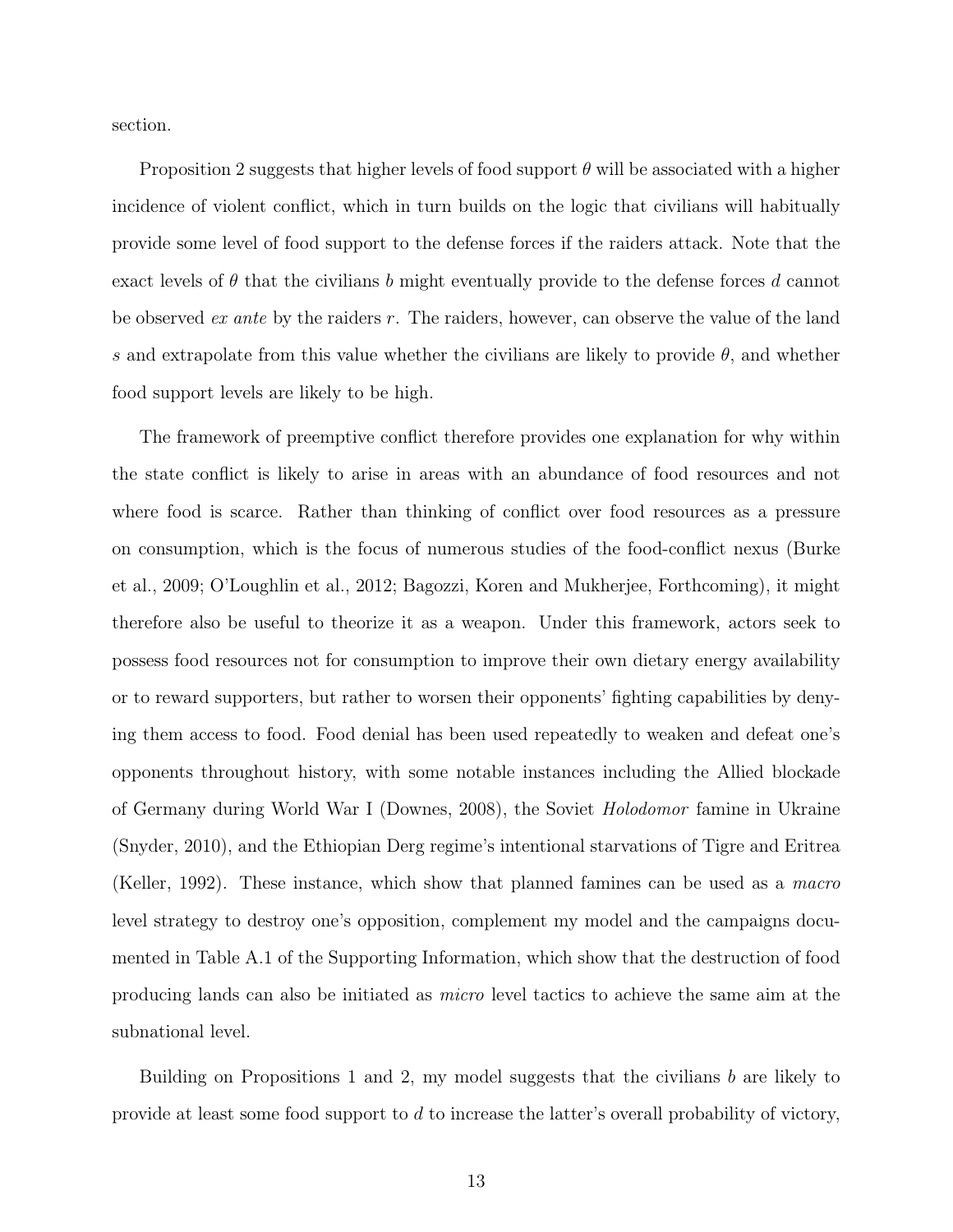section.

Proposition 2 suggests that higher levels of food support $\theta$ will be associated with a higher incidence of violent conflict, which in turn builds on the logic that civilians will habitually provide some level of food support to the defense forces if the raiders attack. Note that the exact levels of $\theta$ that the civilians $b$ might eventually provide to the defense forces $d$ cannot be observed *ex ante* by the raiders $r$. The raiders, however, can observe the value of the land $s$ and extrapolate from this value whether the civilians are likely to provide $\theta$, and whether food support levels are likely to be high.

The framework of preemptive conflict therefore provides one explanation for why within the state conflict is likely to arise in areas with an abundance of food resources and not where food is scarce. Rather than thinking of conflict over food resources as a pressure on consumption, which is the focus of numerous studies of the food-conflict nexus (Burke et al., 2009; O'Loughlin et al., 2012; Bagozzi, Koren and Mukherjee, Forthcoming), it might therefore also be useful to theorize it as a weapon. Under this framework, actors seek to possess food resources not for consumption to improve their own dietary energy availability or to reward supporters, but rather to worsen their opponents' fighting capabilities by denying them access to food. Food denial has been used repeatedly to weaken and defeat one's opponents throughout history, with some notable instances including the Allied blockade of Germany during World War I (Downes, 2008), the Soviet *Holodomor* famine in Ukraine (Snyder, 2010), and the Ethiopian Derg regime's intentional starvations of Tigre and Eritrea (Keller, 1992). These instance, which show that planned famines can be used as a *macro* level strategy to destroy one's opposition, complement my model and the campaigns documented in Table A.1 of the Supporting Information, which show that the destruction of food producing lands can also be initiated as *micro* level tactics to achieve the same aim at the subnational level.

Building on Propositions 1 and 2, my model suggests that the civilians $b$ are likely to provide at least some food support to $d$ to increase the latter's overall probability of victory,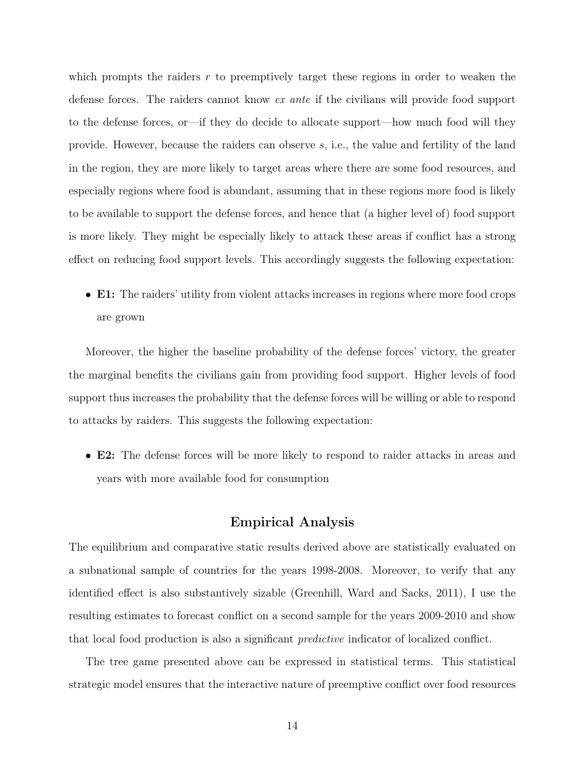which prompts the raiders $r$ to preemptively target these regions in order to weaken the defense forces. The raiders cannot know *ex ante* if the civilians will provide food support to the defense forces, or—if they do decide to allocate support—how much food will they provide. However, because the raiders can observe $s$, i.e., the value and fertility of the land in the region, they are more likely to target areas where there are some food resources, and especially regions where food is abundant, assuming that in these regions more food is likely to be available to support the defense forces, and hence that (a higher level of) food support is more likely. They might be especially likely to attack these areas if conflict has a strong effect on reducing food support levels. This accordingly suggests the following expectation:

- **E1:** The raiders' utility from violent attacks increases in regions where more food crops are grown

Moreover, the higher the baseline probability of the defense forces' victory, the greater the marginal benefits the civilians gain from providing food support. Higher levels of food support thus increases the probability that the defense forces will be willing or able to respond to attacks by raiders. This suggests the following expectation:

- **E2:** The defense forces will be more likely to respond to raider attacks in areas and years with more available food for consumption

## Empirical Analysis

The equilibrium and comparative static results derived above are statistically evaluated on a subnational sample of countries for the years 1998-2008. Moreover, to verify that any identified effect is also substantively sizable (Greenhill, Ward and Sacks, 2011), I use the resulting estimates to forecast conflict on a second sample for the years 2009-2010 and show that local food production is also a significant *predictive* indicator of localized conflict.

The tree game presented above can be expressed in statistical terms. This statistical strategic model ensures that the interactive nature of preemptive conflict over food resources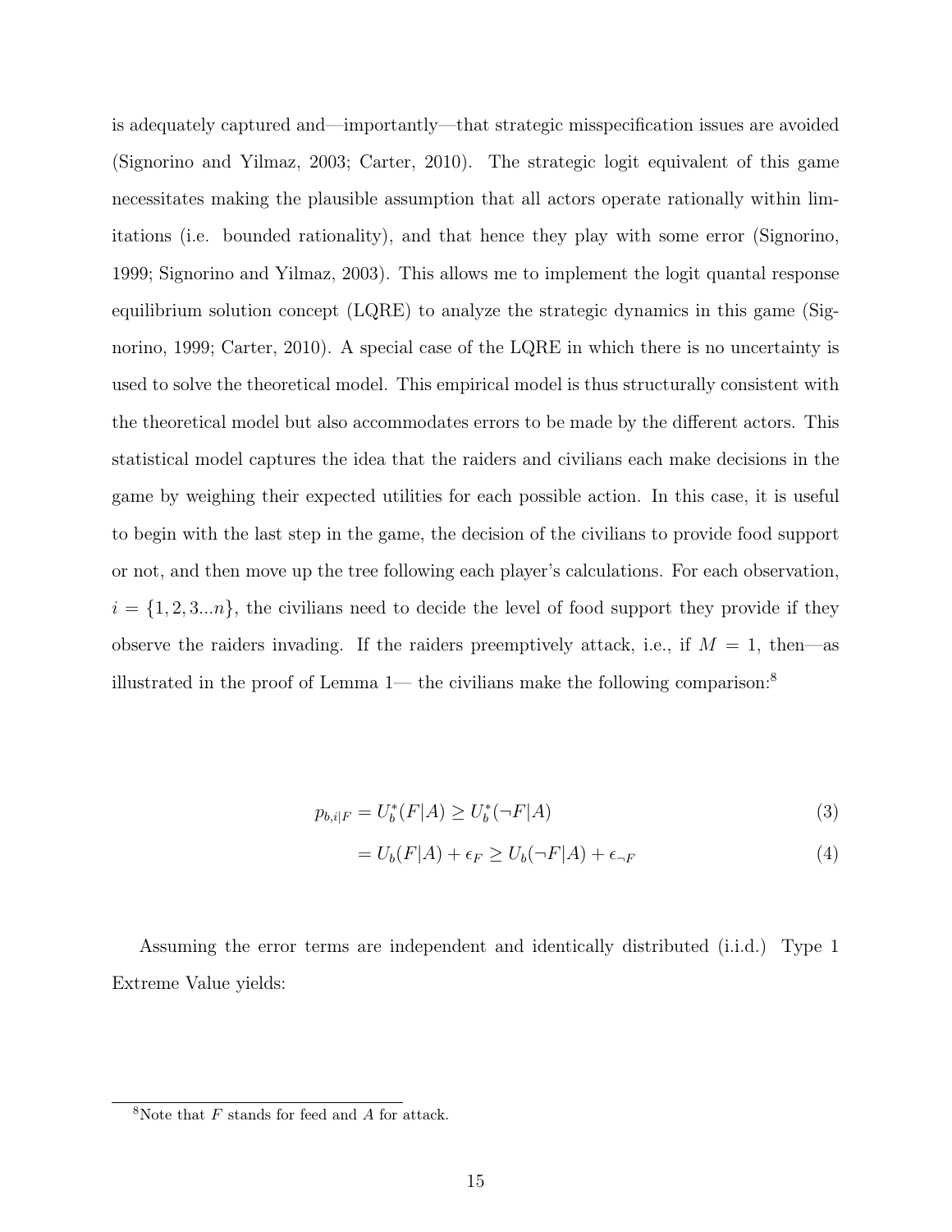is adequately captured and—importantly—that strategic misspecification issues are avoided (Signorino and Yilmaz, 2003; Carter, 2010). The strategic logit equivalent of this game necessitates making the plausible assumption that all actors operate rationally within limitations (i.e. bounded rationality), and that hence they play with some error (Signorino, 1999; Signorino and Yilmaz, 2003). This allows me to implement the logit quantal response equilibrium solution concept (LQRE) to analyze the strategic dynamics in this game (Signorino, 1999; Carter, 2010). A special case of the LQRE in which there is no uncertainty is used to solve the theoretical model. This empirical model is thus structurally consistent with the theoretical model but also accommodates errors to be made by the different actors. This statistical model captures the idea that the raiders and civilians each make decisions in the game by weighing their expected utilities for each possible action. In this case, it is useful to begin with the last step in the game, the decision of the civilians to provide food support or not, and then move up the tree following each player's calculations. For each observation, $i = \{1, 2, 3...n\}$, the civilians need to decide the level of food support they provide if they observe the raiders invading. If the raiders preemptively attack, i.e., if $M = 1$, then—as illustrated in the proof of Lemma 1— the civilians make the following comparison:[8]

$$p_{b,i|F} = U_b^*(F|A) \geq U_b^*(\neg F|A) \tag{3}$$

$$= U_b(F|A) + \epsilon_F \geq U_b(\neg F|A) + \epsilon_{\neg F} \tag{4}$$

Assuming the error terms are independent and identically distributed (i.i.d.) Type 1 Extreme Value yields:

[8] Note that $F$ stands for feed and $A$ for attack.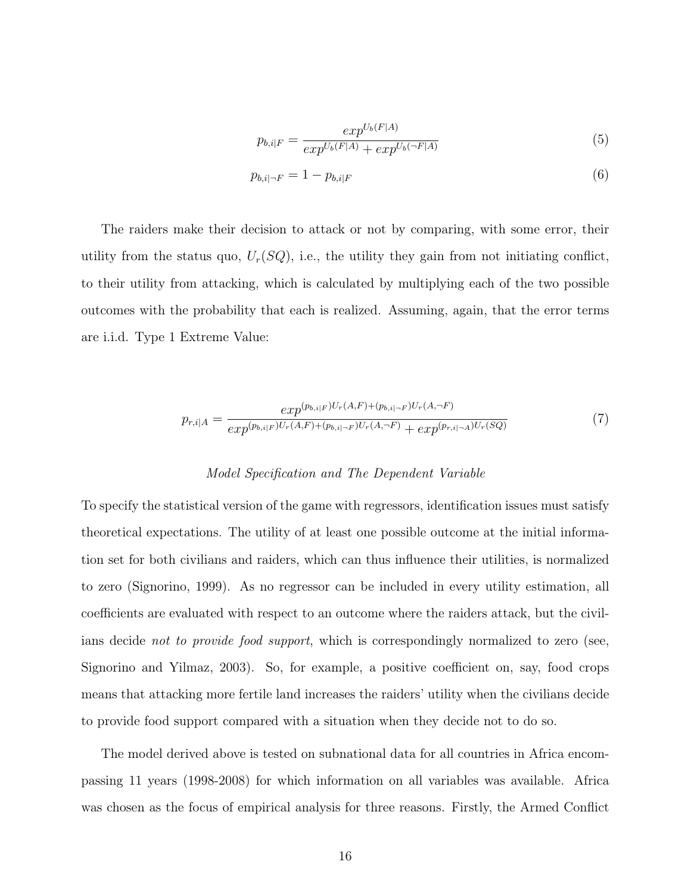$$p_{b,i|F} = \frac{exp^{U_b(F|A)}}{exp^{U_b(F|A)} + exp^{U_b(\neg F|A)}} \tag{5}$$

$$p_{b,i|\neg F} = 1 - p_{b,i|F} \tag{6}$$

The raiders make their decision to attack or not by comparing, with some error, their utility from the status quo, $U_r(SQ)$, i.e., the utility they gain from not initiating conflict, to their utility from attacking, which is calculated by multiplying each of the two possible outcomes with the probability that each is realized. Assuming, again, that the error terms are i.i.d. Type 1 Extreme Value:

$$p_{r,i|A} = \frac{exp^{(p_{b,i|F})U_r(A,F)+(p_{b,i|\neg F})U_r(A,\neg F)}}{exp^{(p_{b,i|F})U_r(A,F)+(p_{b,i|\neg F})U_r(A,\neg F)} + exp^{(p_{r,i|\neg A})U_r(SQ)}} \tag{7}$$

*Model Specification and The Dependent Variable*

To specify the statistical version of the game with regressors, identification issues must satisfy theoretical expectations. The utility of at least one possible outcome at the initial information set for both civilians and raiders, which can thus influence their utilities, is normalized to zero (Signorino, 1999). As no regressor can be included in every utility estimation, all coefficients are evaluated with respect to an outcome where the raiders attack, but the civilians decide *not to provide food support*, which is correspondingly normalized to zero (see, Signorino and Yilmaz, 2003). So, for example, a positive coefficient on, say, food crops means that attacking more fertile land increases the raiders' utility when the civilians decide to provide food support compared with a situation when they decide not to do so.

The model derived above is tested on subnational data for all countries in Africa encompassing 11 years (1998-2008) for which information on all variables was available. Africa was chosen as the focus of empirical analysis for three reasons. Firstly, the Armed Conflict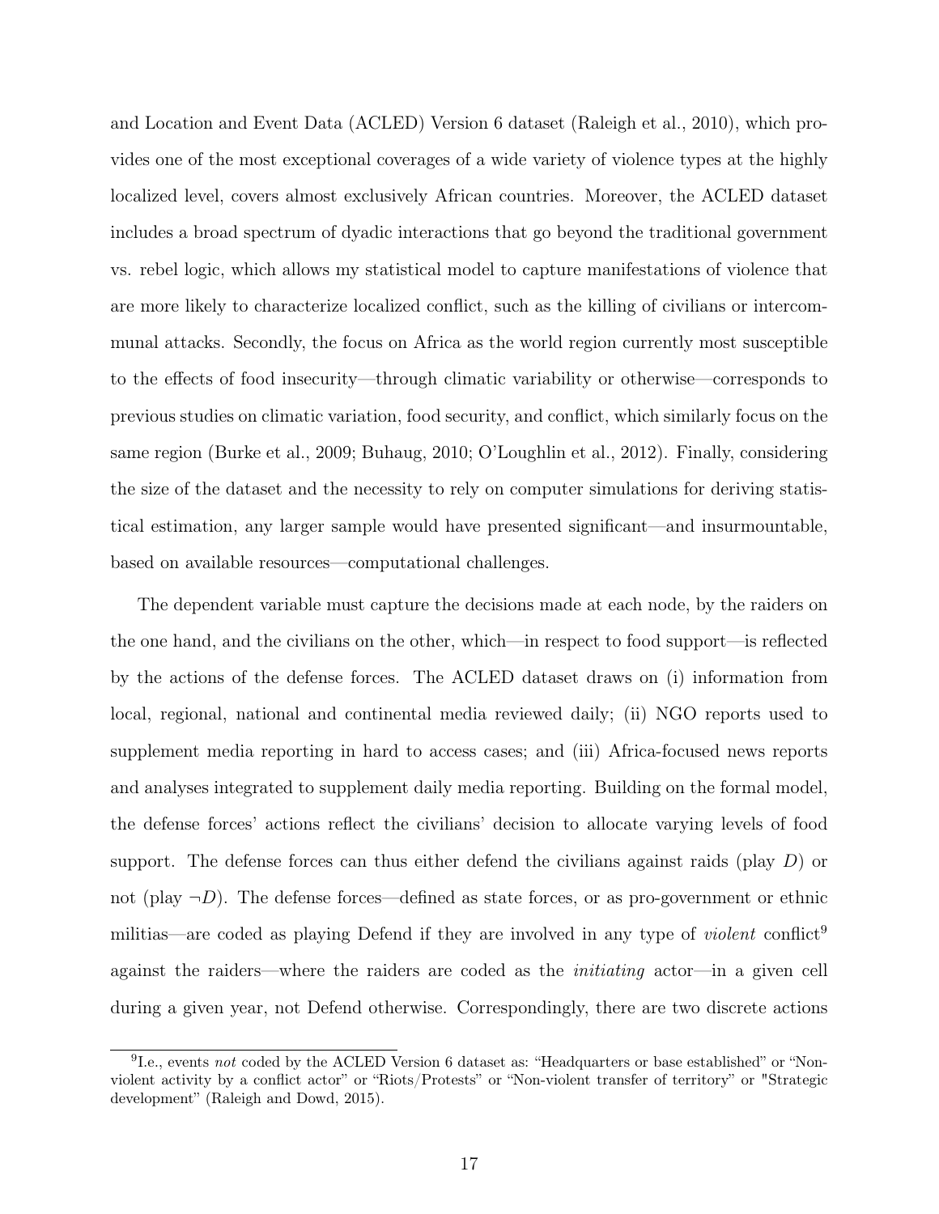and Location and Event Data (ACLED) Version 6 dataset (Raleigh et al., 2010), which provides one of the most exceptional coverages of a wide variety of violence types at the highly localized level, covers almost exclusively African countries. Moreover, the ACLED dataset includes a broad spectrum of dyadic interactions that go beyond the traditional government vs. rebel logic, which allows my statistical model to capture manifestations of violence that are more likely to characterize localized conflict, such as the killing of civilians or intercommunal attacks. Secondly, the focus on Africa as the world region currently most susceptible to the effects of food insecurity—through climatic variability or otherwise—corresponds to previous studies on climatic variation, food security, and conflict, which similarly focus on the same region (Burke et al., 2009; Buhaug, 2010; O'Loughlin et al., 2012). Finally, considering the size of the dataset and the necessity to rely on computer simulations for deriving statistical estimation, any larger sample would have presented significant—and insurmountable, based on available resources—computational challenges.

The dependent variable must capture the decisions made at each node, by the raiders on the one hand, and the civilians on the other, which—in respect to food support—is reflected by the actions of the defense forces. The ACLED dataset draws on (i) information from local, regional, national and continental media reviewed daily; (ii) NGO reports used to supplement media reporting in hard to access cases; and (iii) Africa-focused news reports and analyses integrated to supplement daily media reporting. Building on the formal model, the defense forces' actions reflect the civilians' decision to allocate varying levels of food support. The defense forces can thus either defend the civilians against raids (play $D$) or not (play $\neg D$). The defense forces—defined as state forces, or as pro-government or ethnic militias—are coded as playing Defend if they are involved in any type of *violent* conflict[9] against the raiders—where the raiders are coded as the *initiating* actor—in a given cell during a given year, not Defend otherwise. Correspondingly, there are two discrete actions

[9] I.e., events *not* coded by the ACLED Version 6 dataset as: "Headquarters or base established" or "Non-violent activity by a conflict actor" or "Riots/Protests" or "Non-violent transfer of territory" or "Strategic development" (Raleigh and Dowd, 2015).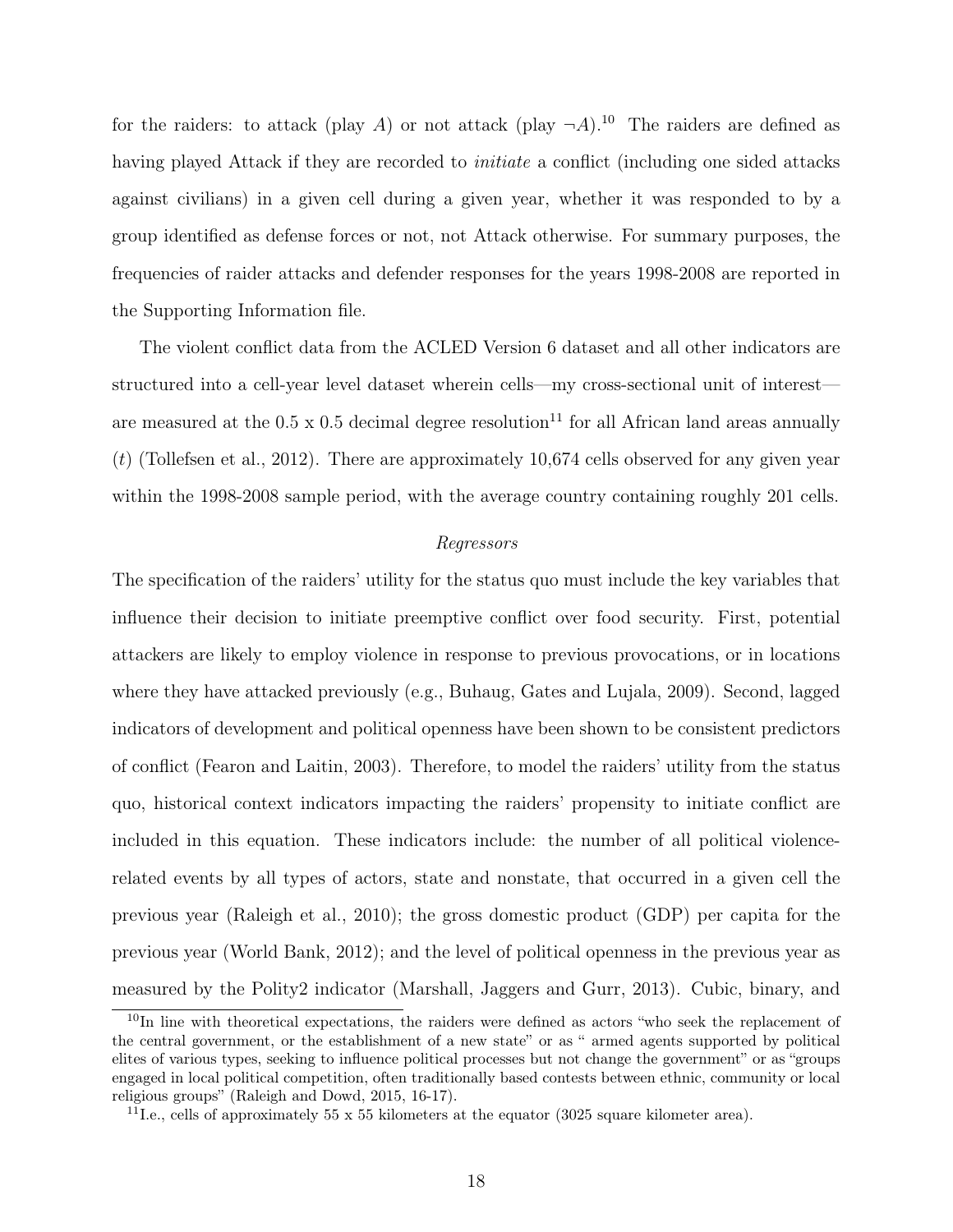for the raiders: to attack (play $A$) or not attack (play $\neg A$).[10] The raiders are defined as having played Attack if they are recorded to *initiate* a conflict (including one sided attacks against civilians) in a given cell during a given year, whether it was responded to by a group identified as defense forces or not, not Attack otherwise. For summary purposes, the frequencies of raider attacks and defender responses for the years 1998-2008 are reported in the Supporting Information file.

The violent conflict data from the ACLED Version 6 dataset and all other indicators are structured into a cell-year level dataset wherein cells—my cross-sectional unit of interest—are measured at the 0.5 x 0.5 decimal degree resolution[11] for all African land areas annually ($t$) (Tollefsen et al., 2012). There are approximately 10,674 cells observed for any given year within the 1998-2008 sample period, with the average country containing roughly 201 cells.

*Regressors*

The specification of the raiders' utility for the status quo must include the key variables that influence their decision to initiate preemptive conflict over food security. First, potential attackers are likely to employ violence in response to previous provocations, or in locations where they have attacked previously (e.g., Buhaug, Gates and Lujala, 2009). Second, lagged indicators of development and political openness have been shown to be consistent predictors of conflict (Fearon and Laitin, 2003). Therefore, to model the raiders' utility from the status quo, historical context indicators impacting the raiders' propensity to initiate conflict are included in this equation. These indicators include: the number of all political violence-related events by all types of actors, state and nonstate, that occurred in a given cell the previous year (Raleigh et al., 2010); the gross domestic product (GDP) per capita for the previous year (World Bank, 2012); and the level of political openness in the previous year as measured by the Polity2 indicator (Marshall, Jaggers and Gurr, 2013). Cubic, binary, and

[10] In line with theoretical expectations, the raiders were defined as actors "who seek the replacement of the central government, or the establishment of a new state" or as " armed agents supported by political elites of various types, seeking to influence political processes but not change the government" or as "groups engaged in local political competition, often traditionally based contests between ethnic, community or local religious groups" (Raleigh and Dowd, 2015, 16-17).

[11] I.e., cells of approximately 55 x 55 kilometers at the equator (3025 square kilometer area).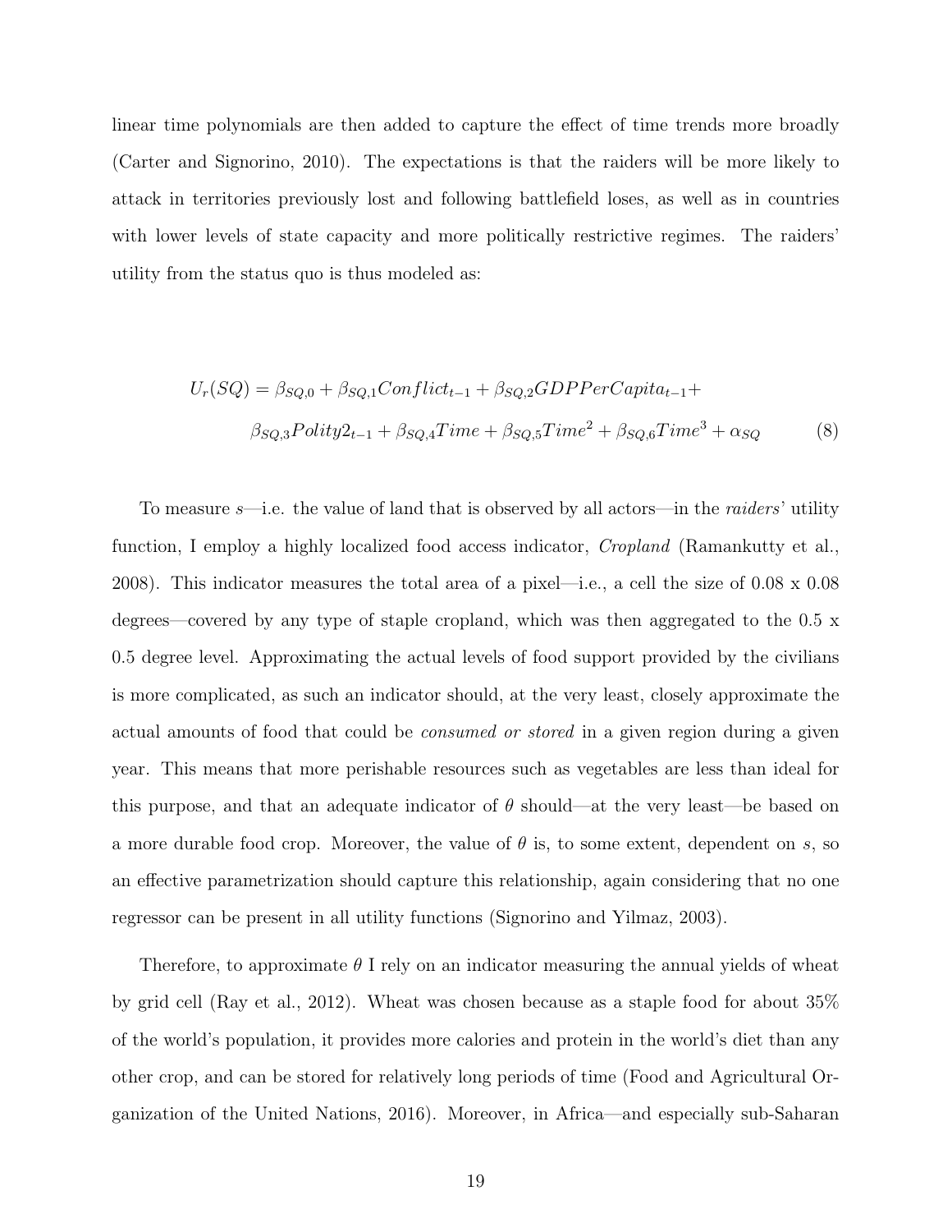linear time polynomials are then added to capture the effect of time trends more broadly (Carter and Signorino, 2010). The expectations is that the raiders will be more likely to attack in territories previously lost and following battlefield loses, as well as in countries with lower levels of state capacity and more politically restrictive regimes. The raiders' utility from the status quo is thus modeled as:

$$
\begin{aligned}
U_r(SQ) = \beta_{SQ,0} + \beta_{SQ,1} Conflict_{t-1} + \beta_{SQ,2} GDPPerCapita_{t-1} + \\
\beta_{SQ,3} Polity2_{t-1} + \beta_{SQ,4} Time + \beta_{SQ,5} Time^2 + \beta_{SQ,6} Time^3 + \alpha_{SQ} \qquad (8)
\end{aligned}
$$

To measure $s$—i.e. the value of land that is observed by all actors—in the *raiders*' utility function, I employ a highly localized food access indicator, *Cropland* (Ramankutty et al., 2008). This indicator measures the total area of a pixel—i.e., a cell the size of 0.08 x 0.08 degrees—covered by any type of staple cropland, which was then aggregated to the 0.5 x 0.5 degree level. Approximating the actual levels of food support provided by the civilians is more complicated, as such an indicator should, at the very least, closely approximate the actual amounts of food that could be *consumed or stored* in a given region during a given year. This means that more perishable resources such as vegetables are less than ideal for this purpose, and that an adequate indicator of $\theta$ should—at the very least—be based on a more durable food crop. Moreover, the value of $\theta$ is, to some extent, dependent on $s$, so an effective parametrization should capture this relationship, again considering that no one regressor can be present in all utility functions (Signorino and Yilmaz, 2003).

Therefore, to approximate $\theta$ I rely on an indicator measuring the annual yields of wheat by grid cell (Ray et al., 2012). Wheat was chosen because as a staple food for about 35% of the world's population, it provides more calories and protein in the world's diet than any other crop, and can be stored for relatively long periods of time (Food and Agricultural Organization of the United Nations, 2016). Moreover, in Africa—and especially sub-Saharan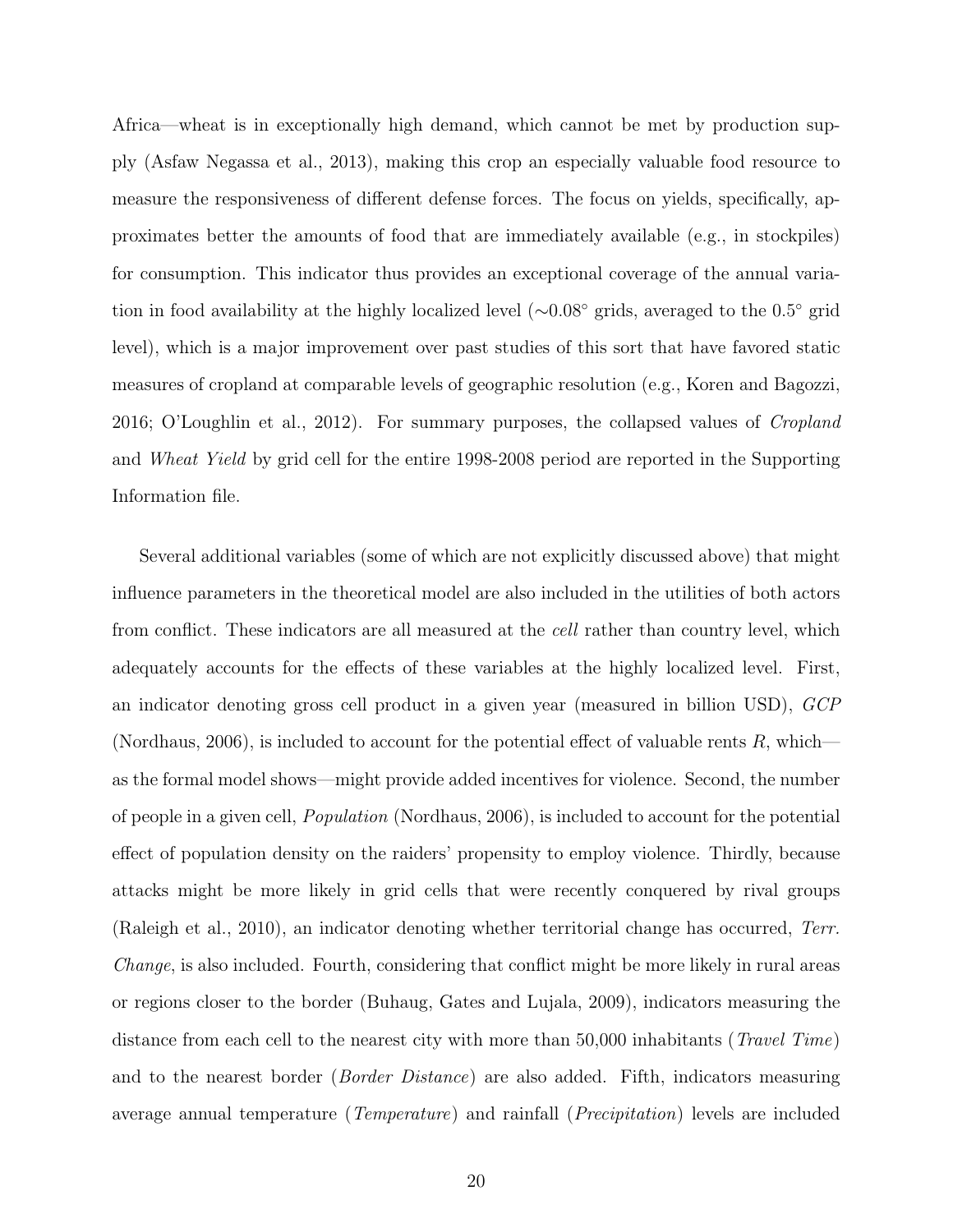Africa—wheat is in exceptionally high demand, which cannot be met by production supply (Asfaw Negassa et al., 2013), making this crop an especially valuable food resource to measure the responsiveness of different defense forces. The focus on yields, specifically, approximates better the amounts of food that are immediately available (e.g., in stockpiles) for consumption. This indicator thus provides an exceptional coverage of the annual variation in food availability at the highly localized level ($\sim 0.08^\circ$ grids, averaged to the $0.5^\circ$ grid level), which is a major improvement over past studies of this sort that have favored static measures of cropland at comparable levels of geographic resolution (e.g., Koren and Bagozzi, 2016; O'Loughlin et al., 2012). For summary purposes, the collapsed values of *Cropland* and *Wheat Yield* by grid cell for the entire 1998-2008 period are reported in the Supporting Information file.

Several additional variables (some of which are not explicitly discussed above) that might influence parameters in the theoretical model are also included in the utilities of both actors from conflict. These indicators are all measured at the *cell* rather than country level, which adequately accounts for the effects of these variables at the highly localized level. First, an indicator denoting gross cell product in a given year (measured in billion USD), *GCP* (Nordhaus, 2006), is included to account for the potential effect of valuable rents $R$, which—as the formal model shows—might provide added incentives for violence. Second, the number of people in a given cell, *Population* (Nordhaus, 2006), is included to account for the potential effect of population density on the raiders' propensity to employ violence. Thirdly, because attacks might be more likely in grid cells that were recently conquered by rival groups (Raleigh et al., 2010), an indicator denoting whether territorial change has occurred, *Terr. Change*, is also included. Fourth, considering that conflict might be more likely in rural areas or regions closer to the border (Buhaug, Gates and Lujala, 2009), indicators measuring the distance from each cell to the nearest city with more than 50,000 inhabitants (*Travel Time*) and to the nearest border (*Border Distance*) are also added. Fifth, indicators measuring average annual temperature (*Temperature*) and rainfall (*Precipitation*) levels are included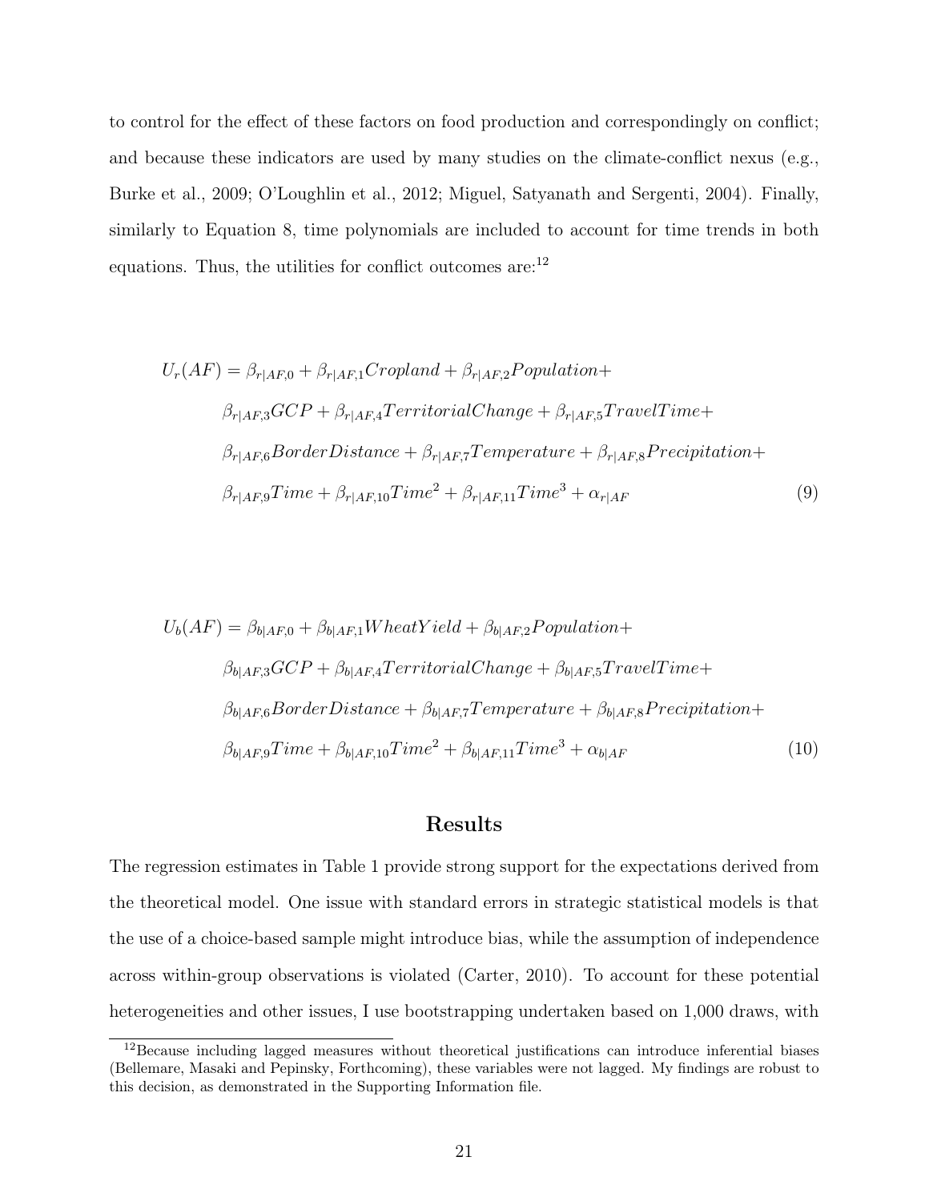to control for the effect of these factors on food production and correspondingly on conflict; and because these indicators are used by many studies on the climate-conflict nexus (e.g., Burke et al., 2009; O'Loughlin et al., 2012; Miguel, Satyanath and Sergenti, 2004). Finally, similarly to Equation 8, time polynomials are included to account for time trends in both equations. Thus, the utilities for conflict outcomes are:[12]

$$
\begin{aligned}
U_r(AF) = \; & \beta_{r|AF,0} + \beta_{r|AF,1} Cropland + \beta_{r|AF,2} Population + \\
& \beta_{r|AF,3} GCP + \beta_{r|AF,4} TerritorialChange + \beta_{r|AF,5} TravelTime + \\
& \beta_{r|AF,6} BorderDistance + \beta_{r|AF,7} Temperature + \beta_{r|AF,8} Precipitation + \\
& \beta_{r|AF,9} Time + \beta_{r|AF,10} Time^2 + \beta_{r|AF,11} Time^3 + \alpha_{r|AF}
\end{aligned} \tag{9}
$$

$$
\begin{aligned}
U_b(AF) = \; & \beta_{b|AF,0} + \beta_{b|AF,1} WheatYield + \beta_{b|AF,2} Population + \\
& \beta_{b|AF,3} GCP + \beta_{b|AF,4} TerritorialChange + \beta_{b|AF,5} TravelTime + \\
& \beta_{b|AF,6} BorderDistance + \beta_{b|AF,7} Temperature + \beta_{b|AF,8} Precipitation + \\
& \beta_{b|AF,9} Time + \beta_{b|AF,10} Time^2 + \beta_{b|AF,11} Time^3 + \alpha_{b|AF}
\end{aligned} \tag{10}
$$

## Results

The regression estimates in Table 1 provide strong support for the expectations derived from the theoretical model. One issue with standard errors in strategic statistical models is that the use of a choice-based sample might introduce bias, while the assumption of independence across within-group observations is violated (Carter, 2010). To account for these potential heterogeneities and other issues, I use bootstrapping undertaken based on 1,000 draws, with

[12] Because including lagged measures without theoretical justifications can introduce inferential biases (Bellemare, Masaki and Pepinsky, Forthcoming), these variables were not lagged. My findings are robust to this decision, as demonstrated in the Supporting Information file.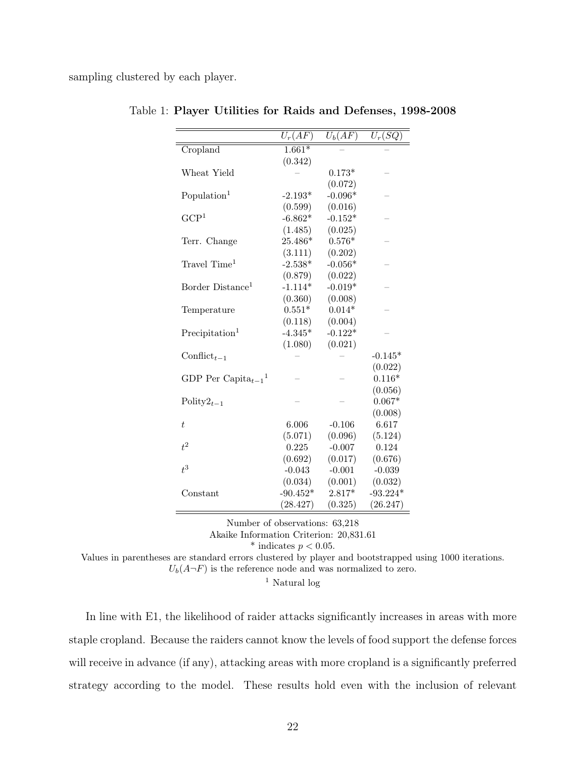sampling clustered by each player.

Table 1: **Player Utilities for Raids and Defenses, 1998-2008**

| | $U_r(AF)$ | $U_b(AF)$ | $U_r(SQ)$ |
|---|---|---|---|
| Cropland | 1.661* | – | – |
| | (0.342) | | |
| Wheat Yield | – | 0.173* | – |
| | | (0.072) | |
| Population[1] | -2.193* | -0.096* | – |
| | (0.599) | (0.016) | |
| GCP[1] | -6.862* | -0.152* | – |
| | (1.485) | (0.025) | |
| Terr. Change | 25.486* | 0.576* | – |
| | (3.111) | (0.202) | |
| Travel Time[1] | -2.538* | -0.056* | – |
| | (0.879) | (0.022) | |
| Border Distance[1] | -1.114* | -0.019* | – |
| | (0.360) | (0.008) | |
| Temperature | 0.551* | 0.014* | – |
| | (0.118) | (0.004) | |
| Precipitation[1] | -4.345* | -0.122* | – |
| | (1.080) | (0.021) | |
| $\text{Conflict}_{t-1}$ | – | – | -0.145* |
| | | | (0.022) |
| $\text{GDP Per Capita}_{t-1}$[1] | – | – | 0.116* |
| | | | (0.056) |
| $\text{Polity2}_{t-1}$ | – | – | 0.067* |
| | | | (0.008) |
| $t$ | 6.006 | -0.106 | 6.617 |
| | (5.071) | (0.096) | (5.124) |
| $t^2$ | 0.225 | -0.007 | 0.124 |
| | (0.692) | (0.017) | (0.676) |
| $t^3$ | -0.043 | -0.001 | -0.039 |
| | (0.034) | (0.001) | (0.032) |
| Constant | -90.452* | 2.817* | -93.224* |
| | (28.427) | (0.325) | (26.247) |

Number of observations: 63,218

Akaike Information Criterion: 20,831.61

\* indicates $p < 0.05$.

Values in parentheses are standard errors clustered by player and bootstrapped using 1000 iterations.

$U_b(A\neg F)$ is the reference node and was normalized to zero.

[1] Natural log

In line with E1, the likelihood of raider attacks significantly increases in areas with more staple cropland. Because the raiders cannot know the levels of food support the defense forces will receive in advance (if any), attacking areas with more cropland is a significantly preferred strategy according to the model. These results hold even with the inclusion of relevant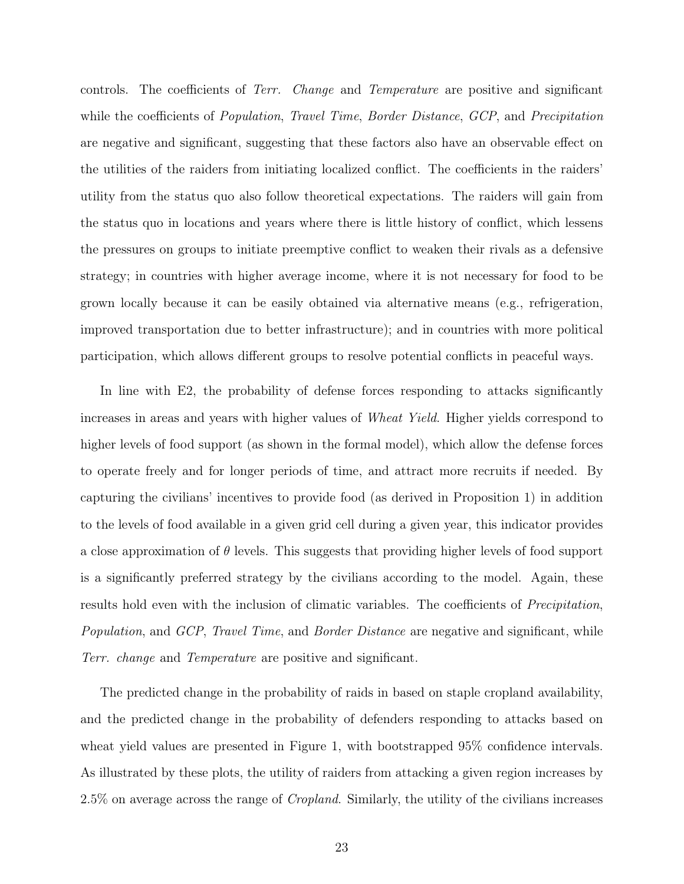controls. The coefficients of *Terr. Change* and *Temperature* are positive and significant while the coefficients of *Population*, *Travel Time*, *Border Distance*, *GCP*, and *Precipitation* are negative and significant, suggesting that these factors also have an observable effect on the utilities of the raiders from initiating localized conflict. The coefficients in the raiders' utility from the status quo also follow theoretical expectations. The raiders will gain from the status quo in locations and years where there is little history of conflict, which lessens the pressures on groups to initiate preemptive conflict to weaken their rivals as a defensive strategy; in countries with higher average income, where it is not necessary for food to be grown locally because it can be easily obtained via alternative means (e.g., refrigeration, improved transportation due to better infrastructure); and in countries with more political participation, which allows different groups to resolve potential conflicts in peaceful ways.

In line with E2, the probability of defense forces responding to attacks significantly increases in areas and years with higher values of *Wheat Yield*. Higher yields correspond to higher levels of food support (as shown in the formal model), which allow the defense forces to operate freely and for longer periods of time, and attract more recruits if needed. By capturing the civilians' incentives to provide food (as derived in Proposition 1) in addition to the levels of food available in a given grid cell during a given year, this indicator provides a close approximation of $\theta$ levels. This suggests that providing higher levels of food support is a significantly preferred strategy by the civilians according to the model. Again, these results hold even with the inclusion of climatic variables. The coefficients of *Precipitation*, *Population*, and *GCP*, *Travel Time*, and *Border Distance* are negative and significant, while *Terr. change* and *Temperature* are positive and significant.

The predicted change in the probability of raids in based on staple cropland availability, and the predicted change in the probability of defenders responding to attacks based on wheat yield values are presented in Figure 1, with bootstrapped 95% confidence intervals. As illustrated by these plots, the utility of raiders from attacking a given region increases by 2.5% on average across the range of *Cropland*. Similarly, the utility of the civilians increases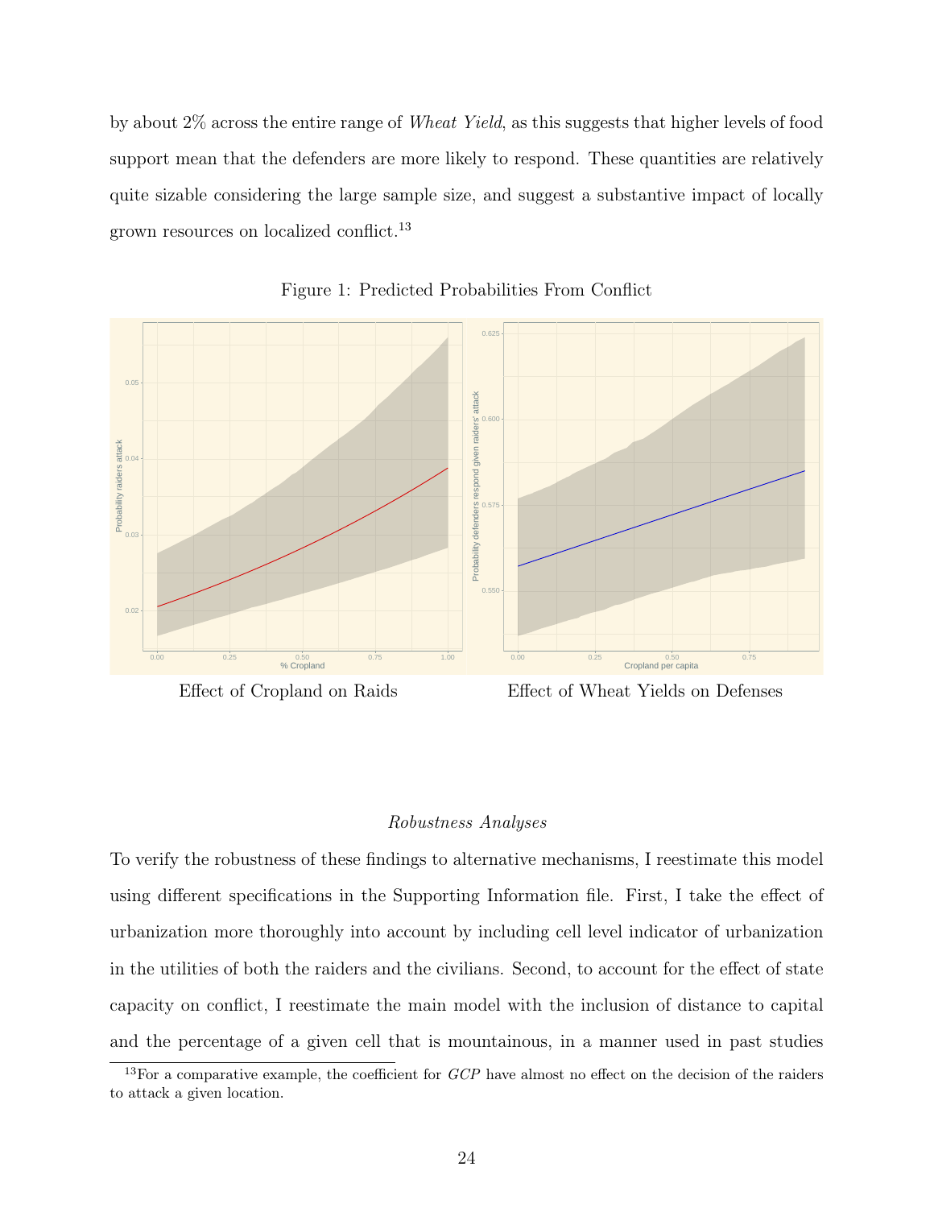by about 2% across the entire range of *Wheat Yield*, as this suggests that higher levels of food support mean that the defenders are more likely to respond. These quantities are relatively quite sizable considering the large sample size, and suggest a substantive impact of locally grown resources on localized conflict.[13]

Figure 1: Predicted Probabilities From Conflict

Effect of Cropland on Raids

Effect of Wheat Yields on Defenses

*Robustness Analyses*

To verify the robustness of these findings to alternative mechanisms, I reestimate this model using different specifications in the Supporting Information file. First, I take the effect of urbanization more thoroughly into account by including cell level indicator of urbanization in the utilities of both the raiders and the civilians. Second, to account for the effect of state capacity on conflict, I reestimate the main model with the inclusion of distance to capital and the percentage of a given cell that is mountainous, in a manner used in past studies

[13]For a comparative example, the coefficient for *GCP* have almost no effect on the decision of the raiders to attack a given location.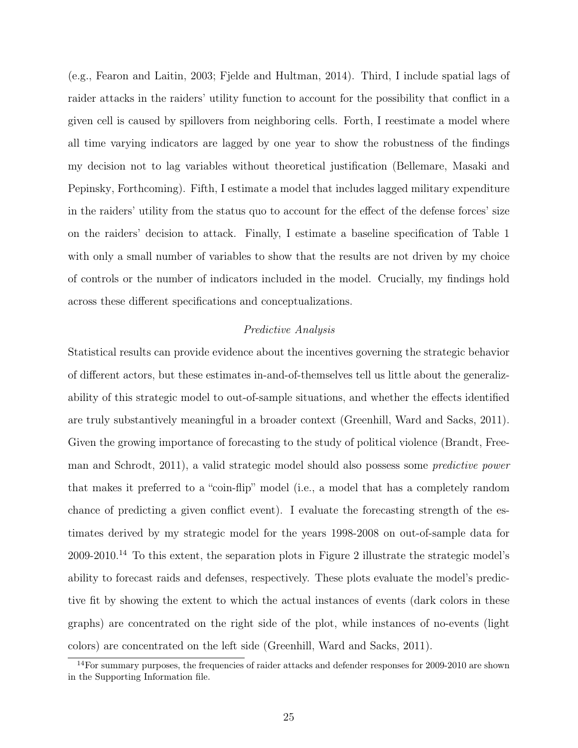(e.g., Fearon and Laitin, 2003; Fjelde and Hultman, 2014). Third, I include spatial lags of raider attacks in the raiders' utility function to account for the possibility that conflict in a given cell is caused by spillovers from neighboring cells. Forth, I reestimate a model where all time varying indicators are lagged by one year to show the robustness of the findings my decision not to lag variables without theoretical justification (Bellemare, Masaki and Pepinsky, Forthcoming). Fifth, I estimate a model that includes lagged military expenditure in the raiders' utility from the status quo to account for the effect of the defense forces' size on the raiders' decision to attack. Finally, I estimate a baseline specification of Table 1 with only a small number of variables to show that the results are not driven by my choice of controls or the number of indicators included in the model. Crucially, my findings hold across these different specifications and conceptualizations.

*Predictive Analysis*

Statistical results can provide evidence about the incentives governing the strategic behavior of different actors, but these estimates in-and-of-themselves tell us little about the generalizability of this strategic model to out-of-sample situations, and whether the effects identified are truly substantively meaningful in a broader context (Greenhill, Ward and Sacks, 2011). Given the growing importance of forecasting to the study of political violence (Brandt, Freeman and Schrodt, 2011), a valid strategic model should also possess some *predictive power* that makes it preferred to a "coin-flip" model (i.e., a model that has a completely random chance of predicting a given conflict event). I evaluate the forecasting strength of the estimates derived by my strategic model for the years 1998-2008 on out-of-sample data for 2009-2010.[14] To this extent, the separation plots in Figure 2 illustrate the strategic model's ability to forecast raids and defenses, respectively. These plots evaluate the model's predictive fit by showing the extent to which the actual instances of events (dark colors in these graphs) are concentrated on the right side of the plot, while instances of no-events (light colors) are concentrated on the left side (Greenhill, Ward and Sacks, 2011).

[14]For summary purposes, the frequencies of raider attacks and defender responses for 2009-2010 are shown in the Supporting Information file.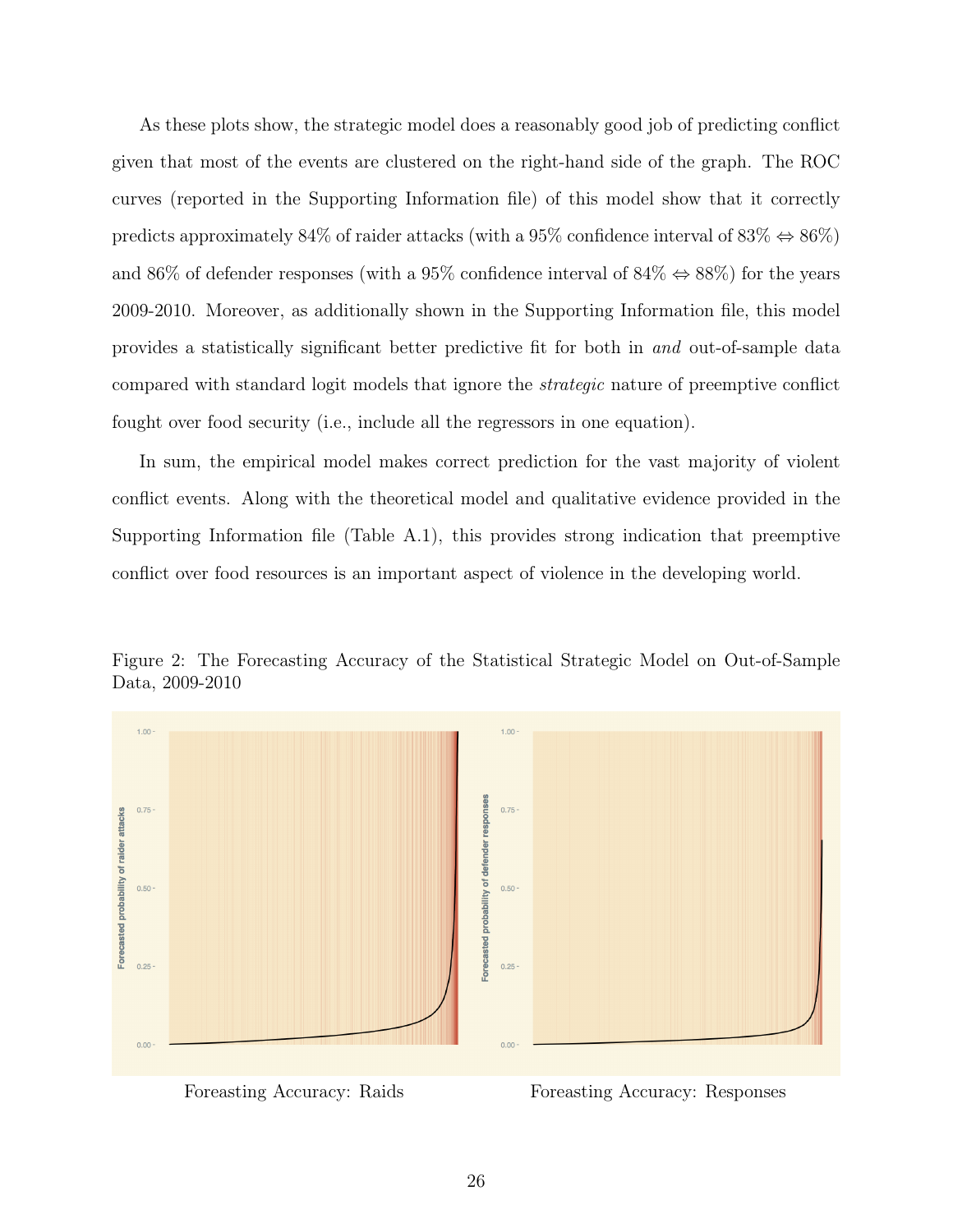As these plots show, the strategic model does a reasonably good job of predicting conflict given that most of the events are clustered on the right-hand side of the graph. The ROC curves (reported in the Supporting Information file) of this model show that it correctly predicts approximately 84% of raider attacks (with a 95% confidence interval of 83% $\Leftrightarrow$ 86%) and 86% of defender responses (with a 95% confidence interval of 84% $\Leftrightarrow$ 88%) for the years 2009-2010. Moreover, as additionally shown in the Supporting Information file, this model provides a statistically significant better predictive fit for both in *and* out-of-sample data compared with standard logit models that ignore the *strategic* nature of preemptive conflict fought over food security (i.e., include all the regressors in one equation).

In sum, the empirical model makes correct prediction for the vast majority of violent conflict events. Along with the theoretical model and qualitative evidence provided in the Supporting Information file (Table A.1), this provides strong indication that preemptive conflict over food resources is an important aspect of violence in the developing world.

Figure 2: The Forecasting Accuracy of the Statistical Strategic Model on Out-of-Sample Data, 2009-2010

Foreasting Accuracy: Raids

Foreasting Accuracy: Responses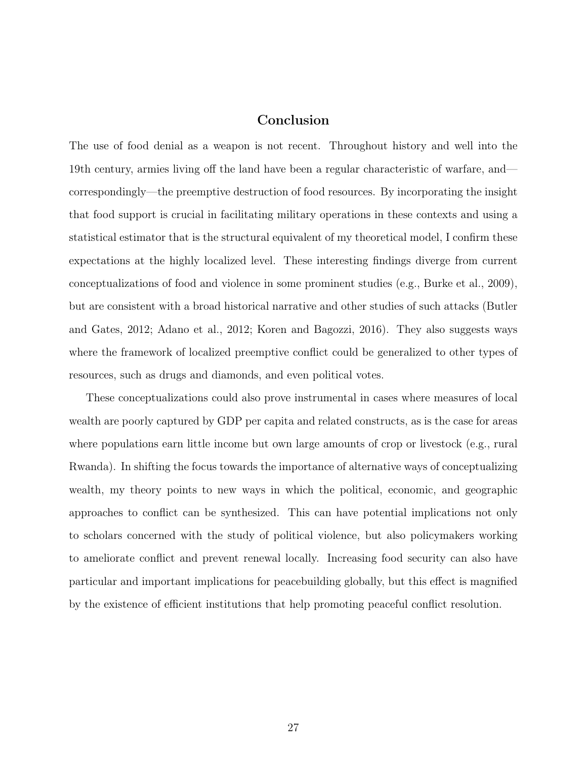## Conclusion

The use of food denial as a weapon is not recent. Throughout history and well into the 19th century, armies living off the land have been a regular characteristic of warfare, and—correspondingly—the preemptive destruction of food resources. By incorporating the insight that food support is crucial in facilitating military operations in these contexts and using a statistical estimator that is the structural equivalent of my theoretical model, I confirm these expectations at the highly localized level. These interesting findings diverge from current conceptualizations of food and violence in some prominent studies (e.g., Burke et al., 2009), but are consistent with a broad historical narrative and other studies of such attacks (Butler and Gates, 2012; Adano et al., 2012; Koren and Bagozzi, 2016). They also suggests ways where the framework of localized preemptive conflict could be generalized to other types of resources, such as drugs and diamonds, and even political votes.

These conceptualizations could also prove instrumental in cases where measures of local wealth are poorly captured by GDP per capita and related constructs, as is the case for areas where populations earn little income but own large amounts of crop or livestock (e.g., rural Rwanda). In shifting the focus towards the importance of alternative ways of conceptualizing wealth, my theory points to new ways in which the political, economic, and geographic approaches to conflict can be synthesized. This can have potential implications not only to scholars concerned with the study of political violence, but also policymakers working to ameliorate conflict and prevent renewal locally. Increasing food security can also have particular and important implications for peacebuilding globally, but this effect is magnified by the existence of efficient institutions that help promoting peaceful conflict resolution.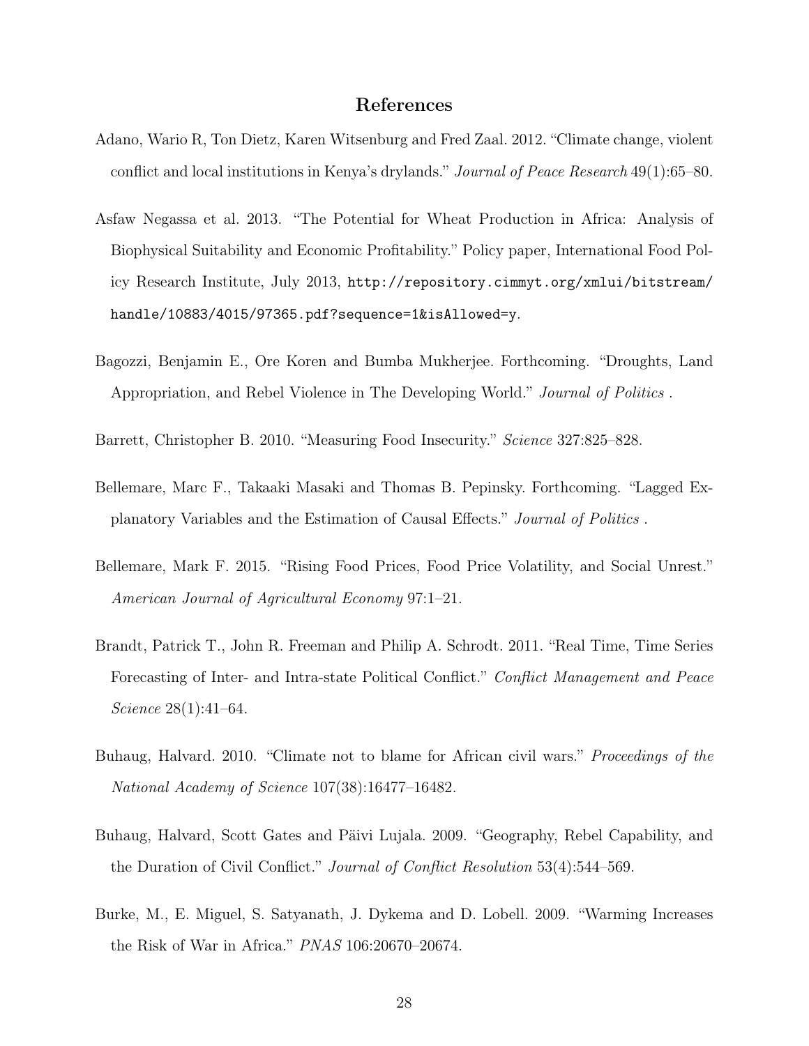# References

Adano, Wario R, Ton Dietz, Karen Witsenburg and Fred Zaal. 2012. "Climate change, violent conflict and local institutions in Kenya's drylands." *Journal of Peace Research* 49(1):65–80.

Asfaw Negassa et al. 2013. "The Potential for Wheat Production in Africa: Analysis of Biophysical Suitability and Economic Profitability." Policy paper, International Food Policy Research Institute, July 2013, `http://repository.cimmyt.org/xmlui/bitstream/handle/10883/4015/97365.pdf?sequence=1&isAllowed=y`.

Bagozzi, Benjamin E., Ore Koren and Bumba Mukherjee. Forthcoming. "Droughts, Land Appropriation, and Rebel Violence in The Developing World." *Journal of Politics* .

Barrett, Christopher B. 2010. "Measuring Food Insecurity." *Science* 327:825–828.

Bellemare, Marc F., Takaaki Masaki and Thomas B. Pepinsky. Forthcoming. "Lagged Explanatory Variables and the Estimation of Causal Effects." *Journal of Politics* .

Bellemare, Mark F. 2015. "Rising Food Prices, Food Price Volatility, and Social Unrest." *American Journal of Agricultural Economy* 97:1–21.

Brandt, Patrick T., John R. Freeman and Philip A. Schrodt. 2011. "Real Time, Time Series Forecasting of Inter- and Intra-state Political Conflict." *Conflict Management and Peace Science* 28(1):41–64.

Buhaug, Halvard. 2010. "Climate not to blame for African civil wars." *Proceedings of the National Academy of Science* 107(38):16477–16482.

Buhaug, Halvard, Scott Gates and Päivi Lujala. 2009. "Geography, Rebel Capability, and the Duration of Civil Conflict." *Journal of Conflict Resolution* 53(4):544–569.

Burke, M., E. Miguel, S. Satyanath, J. Dykema and D. Lobell. 2009. "Warming Increases the Risk of War in Africa." *PNAS* 106:20670–20674.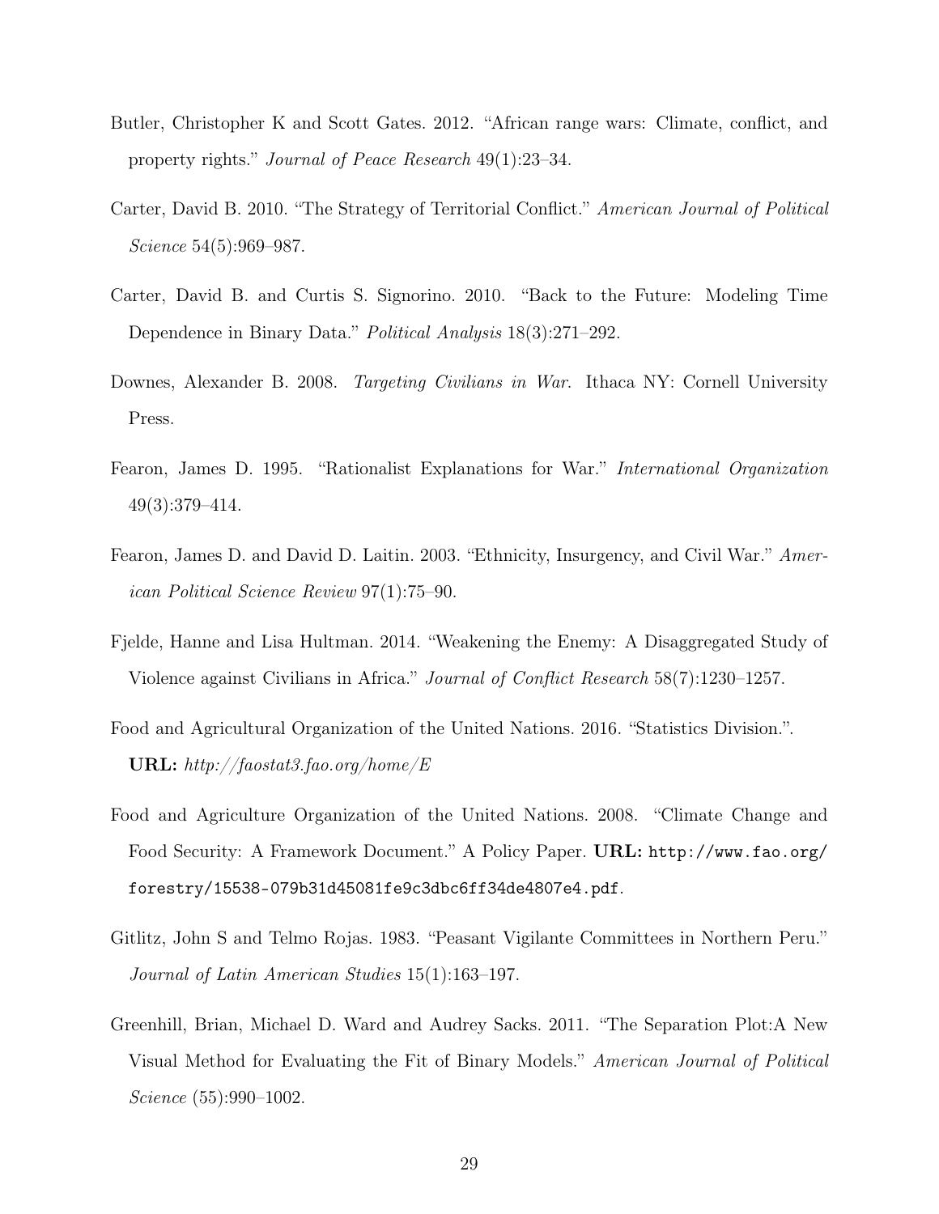Butler, Christopher K and Scott Gates. 2012. "African range wars: Climate, conflict, and property rights." *Journal of Peace Research* 49(1):23–34.

Carter, David B. 2010. "The Strategy of Territorial Conflict." *American Journal of Political Science* 54(5):969–987.

Carter, David B. and Curtis S. Signorino. 2010. "Back to the Future: Modeling Time Dependence in Binary Data." *Political Analysis* 18(3):271–292.

Downes, Alexander B. 2008. *Targeting Civilians in War*. Ithaca NY: Cornell University Press.

Fearon, James D. 1995. "Rationalist Explanations for War." *International Organization* 49(3):379–414.

Fearon, James D. and David D. Laitin. 2003. "Ethnicity, Insurgency, and Civil War." *American Political Science Review* 97(1):75–90.

Fjelde, Hanne and Lisa Hultman. 2014. "Weakening the Enemy: A Disaggregated Study of Violence against Civilians in Africa." *Journal of Conflict Research* 58(7):1230–1257.

Food and Agricultural Organization of the United Nations. 2016. "Statistics Division.". **URL:** *http://faostat3.fao.org/home/E*

Food and Agriculture Organization of the United Nations. 2008. "Climate Change and Food Security: A Framework Document." A Policy Paper. **URL:** `http://www.fao.org/forestry/15538-079b31d45081fe9c3dbc6ff34de4807e4.pdf`.

Gitlitz, John S and Telmo Rojas. 1983. "Peasant Vigilante Committees in Northern Peru." *Journal of Latin American Studies* 15(1):163–197.

Greenhill, Brian, Michael D. Ward and Audrey Sacks. 2011. "The Separation Plot:A New Visual Method for Evaluating the Fit of Binary Models." *American Journal of Political Science* (55):990–1002.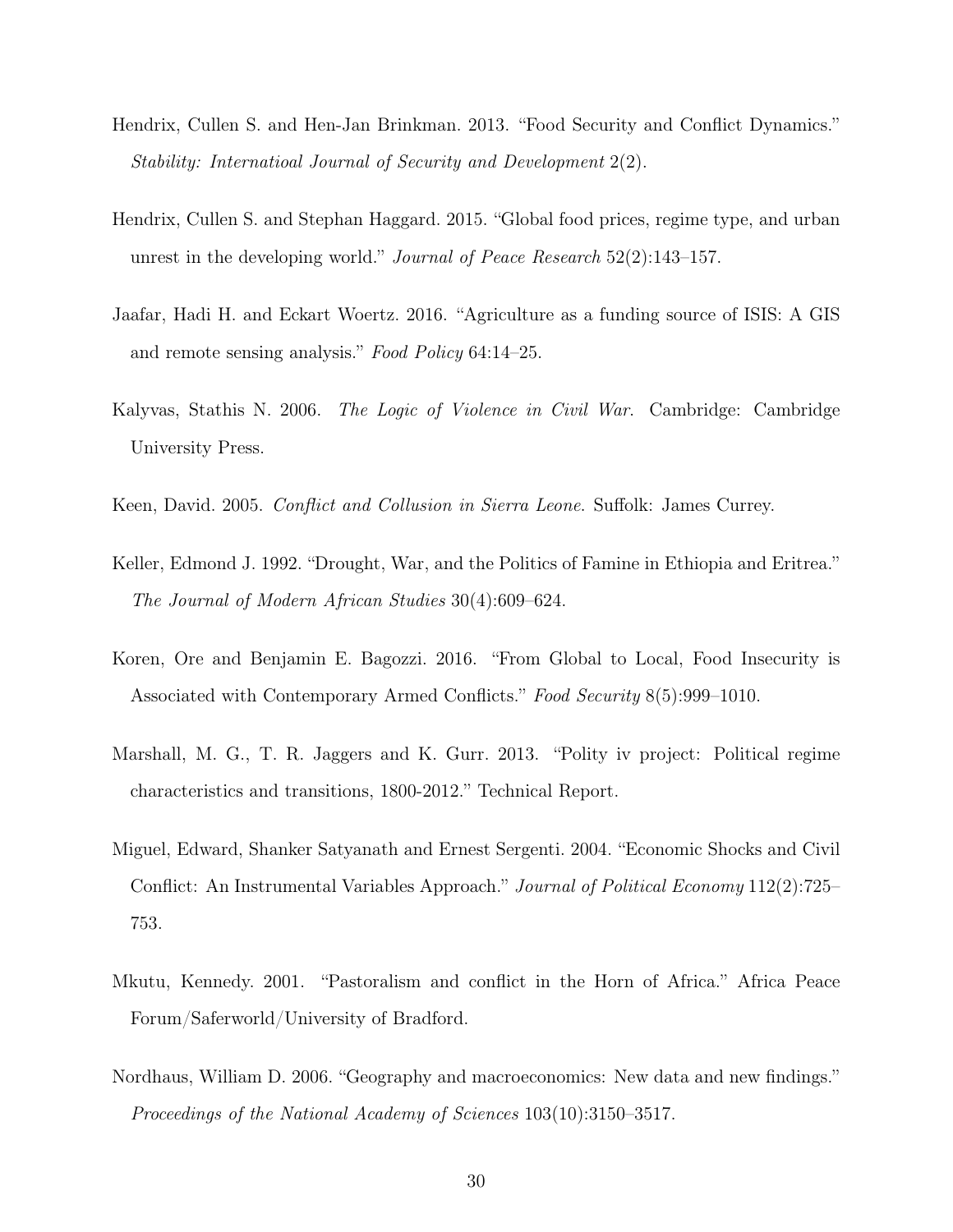Hendrix, Cullen S. and Hen-Jan Brinkman. 2013. "Food Security and Conflict Dynamics." *Stability: Internatioal Journal of Security and Development* 2(2).

Hendrix, Cullen S. and Stephan Haggard. 2015. "Global food prices, regime type, and urban unrest in the developing world." *Journal of Peace Research* 52(2):143–157.

Jaafar, Hadi H. and Eckart Woertz. 2016. "Agriculture as a funding source of ISIS: A GIS and remote sensing analysis." *Food Policy* 64:14–25.

Kalyvas, Stathis N. 2006. *The Logic of Violence in Civil War*. Cambridge: Cambridge University Press.

Keen, David. 2005. *Conflict and Collusion in Sierra Leone*. Suffolk: James Currey.

Keller, Edmond J. 1992. "Drought, War, and the Politics of Famine in Ethiopia and Eritrea." *The Journal of Modern African Studies* 30(4):609–624.

Koren, Ore and Benjamin E. Bagozzi. 2016. "From Global to Local, Food Insecurity is Associated with Contemporary Armed Conflicts." *Food Security* 8(5):999–1010.

Marshall, M. G., T. R. Jaggers and K. Gurr. 2013. "Polity iv project: Political regime characteristics and transitions, 1800-2012." Technical Report.

Miguel, Edward, Shanker Satyanath and Ernest Sergenti. 2004. "Economic Shocks and Civil Conflict: An Instrumental Variables Approach." *Journal of Political Economy* 112(2):725–753.

Mkutu, Kennedy. 2001. "Pastoralism and conflict in the Horn of Africa." Africa Peace Forum/Saferworld/University of Bradford.

Nordhaus, William D. 2006. "Geography and macroeconomics: New data and new findings." *Proceedings of the National Academy of Sciences* 103(10):3150–3517.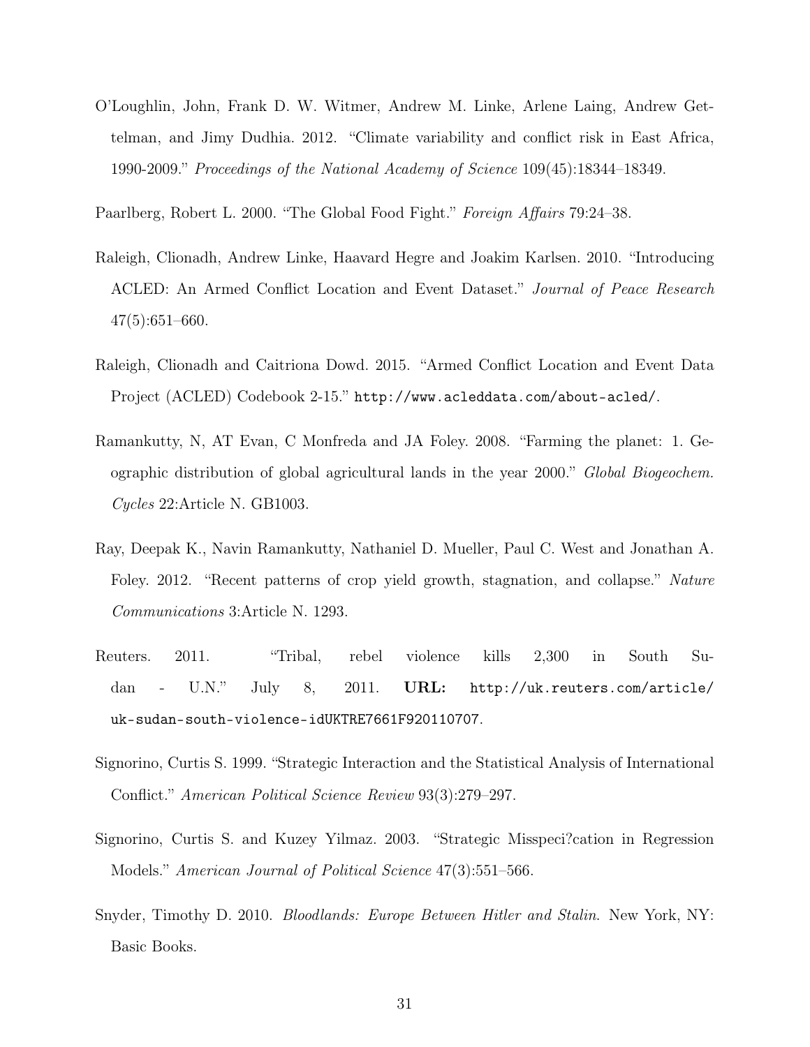O'Loughlin, John, Frank D. W. Witmer, Andrew M. Linke, Arlene Laing, Andrew Gettelman, and Jimy Dudhia. 2012. "Climate variability and conflict risk in East Africa, 1990-2009." *Proceedings of the National Academy of Science* 109(45):18344–18349.

Paarlberg, Robert L. 2000. "The Global Food Fight." *Foreign Affairs* 79:24–38.

Raleigh, Clionadh, Andrew Linke, Haavard Hegre and Joakim Karlsen. 2010. "Introducing ACLED: An Armed Conflict Location and Event Dataset." *Journal of Peace Research* 47(5):651–660.

Raleigh, Clionadh and Caitriona Dowd. 2015. "Armed Conflict Location and Event Data Project (ACLED) Codebook 2-15." `http://www.acleddata.com/about-acled/`.

Ramankutty, N, AT Evan, C Monfreda and JA Foley. 2008. "Farming the planet: 1. Geographic distribution of global agricultural lands in the year 2000." *Global Biogeochem. Cycles* 22:Article N. GB1003.

Ray, Deepak K., Navin Ramankutty, Nathaniel D. Mueller, Paul C. West and Jonathan A. Foley. 2012. "Recent patterns of crop yield growth, stagnation, and collapse." *Nature Communications* 3:Article N. 1293.

Reuters. 2011. "Tribal, rebel violence kills 2,300 in South Sudan - U.N." July 8, 2011. **URL:** `http://uk.reuters.com/article/uk-sudan-south-violence-idUKTRE7661F920110707`.

Signorino, Curtis S. 1999. "Strategic Interaction and the Statistical Analysis of International Conflict." *American Political Science Review* 93(3):279–297.

Signorino, Curtis S. and Kuzey Yilmaz. 2003. "Strategic Misspeci?cation in Regression Models." *American Journal of Political Science* 47(3):551–566.

Snyder, Timothy D. 2010. *Bloodlands: Europe Between Hitler and Stalin.* New York, NY: Basic Books.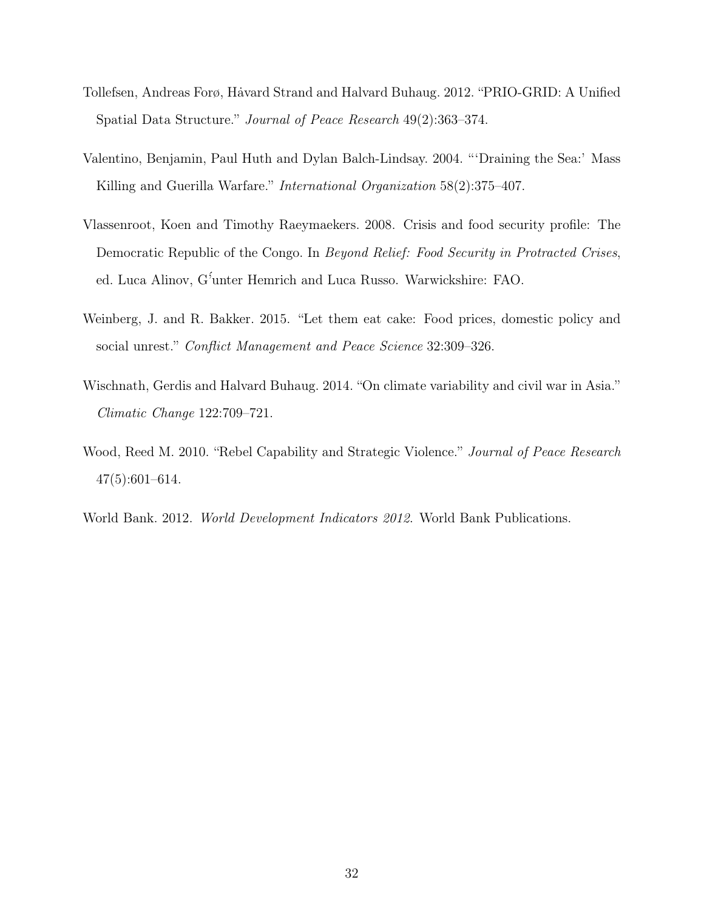Tollefsen, Andreas Forø, Håvard Strand and Halvard Buhaug. 2012. "PRIO-GRID: A Unified Spatial Data Structure." *Journal of Peace Research* 49(2):363–374.

Valentino, Benjamin, Paul Huth and Dylan Balch-Lindsay. 2004. "'Draining the Sea:' Mass Killing and Guerilla Warfare." *International Organization* 58(2):375–407.

Vlassenroot, Koen and Timothy Raeymaekers. 2008. Crisis and food security profile: The Democratic Republic of the Congo. In *Beyond Relief: Food Security in Protracted Crises*, ed. Luca Alinov, G ́unter Hemrich and Luca Russo. Warwickshire: FAO.

Weinberg, J. and R. Bakker. 2015. "Let them eat cake: Food prices, domestic policy and social unrest." *Conflict Management and Peace Science* 32:309–326.

Wischnath, Gerdis and Halvard Buhaug. 2014. "On climate variability and civil war in Asia." *Climatic Change* 122:709–721.

Wood, Reed M. 2010. "Rebel Capability and Strategic Violence." *Journal of Peace Research* 47(5):601–614.

World Bank. 2012. *World Development Indicators 2012*. World Bank Publications.